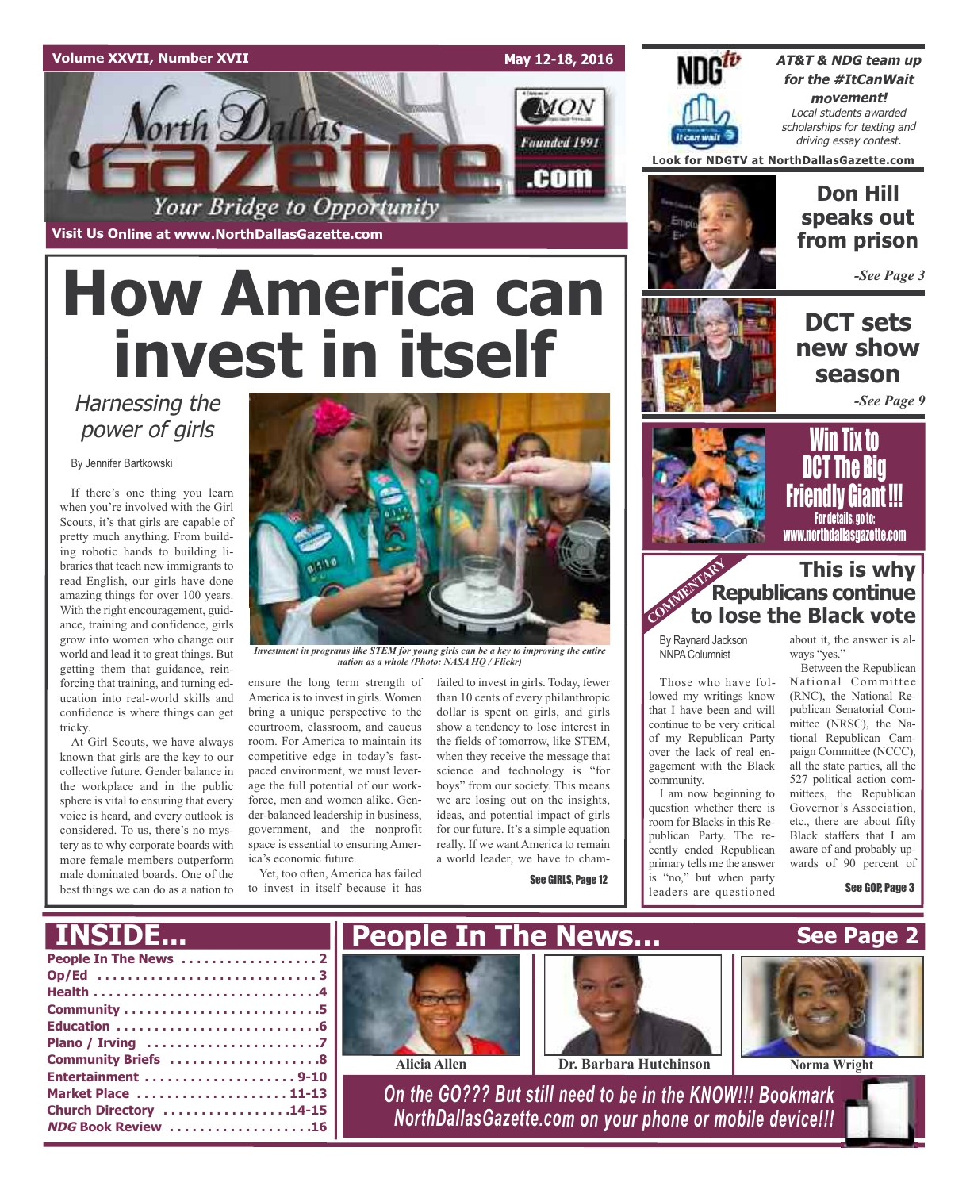Volume XXVII, Number XVII — May 12-18, 2016

# North Dallas Gazette .com

Founded 1991

*Your Bridge to Opportunity*

Visit Us Online at www.NorthDallasGazette.com

**AT&T & NDG team up for the #ItCanWait movement!**
*Local students awarded scholarships for texting and driving essay contest.*

Look for NDGTV at NorthDallasGazette.com

## Don Hill speaks out from prison

*-See Page 3*

## DCT sets new show season

*-See Page 9*

## Win Tix to DCT The Big Friendly Giant!!!

For details, go to: www.northdallasgazette.com

# How America can invest in itself

## *Harnessing the power of girls*

By Jennifer Bartkowski

If there's one thing you learn when you're involved with the Girl Scouts, it's that girls are capable of pretty much anything. From building robotic hands to building libraries that teach new immigrants to read English, our girls have done amazing things for over 100 years. With the right encouragement, guidance, training and confidence, girls grow into women who change our world and lead it to great things. But getting them that guidance, reinforcing that training, and turning education into real-world skills and confidence is where things can get tricky.

At Girl Scouts, we have always known that girls are the key to our collective future. Gender balance in the workplace and in the public sphere is vital to ensuring that every voice is heard, and every outlook is considered. To us, there's no mystery as to why corporate boards with more female members outperform male dominated boards. One of the best things we can do as a nation to ensure the long term strength of America is to invest in girls. Women bring a unique perspective to the courtroom, classroom, and caucus room. For America to maintain its competitive edge in today's fast-paced environment, we must leverage the full potential of our workforce, men and women alike. Gender-balanced leadership in business, government, and the nonprofit space is essential to ensuring America's economic future.

*Investment in programs like STEM for young girls can be a key to improving the entire nation as a whole (Photo: NASA HQ / Flickr)*

Yet, too often, America has failed to invest in itself because it has failed to invest in girls. Today, fewer than 10 cents of every philanthropic dollar is spent on girls, and girls show a tendency to lose interest in the fields of tomorrow, like STEM, when they receive the message that science and technology is "for boys" from our society. This means we are losing out on the insights, ideas, and potential impact of girls for our future. It's a simple equation really. If we want America to remain a world leader, we have to cham-

**See GIRLS, Page 12**

COMMENTARY

## This is why Republicans continue to lose the Black vote

By Raynard Jackson
NNPA Columnist

Those who have followed my writings know that I have been and will continue to be very critical of my Republican Party over the lack of real engagement with the Black community.

I am now beginning to question whether there is room for Blacks in this Republican Party. The recently ended Republican primary tells me the answer is "no," but when party leaders are questioned about it, the answer is always "yes."

Between the Republican National Committee (RNC), the National Republican Senatorial Committee (NRSC), the National Republican Campaign Committee (NCCC), all the state parties, all the 527 political action committees, the Republican Governor's Association, etc., there are about fifty Black staffers that I am aware of and probably upwards of 90 percent of

**See GOP, Page 3**

## INSIDE...

- People In The News ..... 2
- Op/Ed ..... 3
- Health ..... 4
- Community ..... 5
- Education ..... 6
- Plano / Irving ..... 7
- Community Briefs ..... 8
- Entertainment ..... 9-10
- Market Place ..... 11-13
- Church Directory ..... 14-15
- *NDG* Book Review ..... 16

## People In The News... See Page 2

Alicia Allen — Dr. Barbara Hutchinson — Norma Wright

*On the GO??? But still need to be in the KNOW!!! Bookmark NorthDallasGazette.com on your phone or mobile device!!!*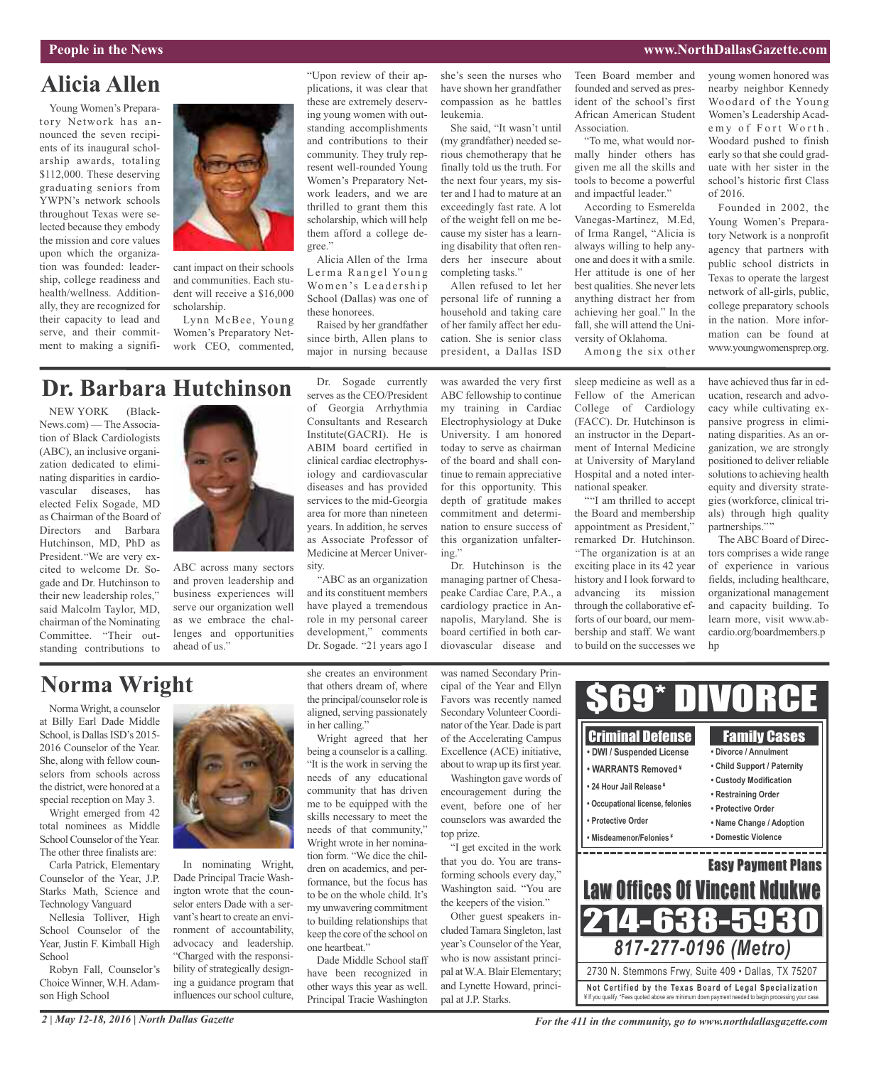# Alicia Allen

Young Women's Preparatory Network has announced the seven recipients of its inaugural scholarship awards, totaling $112,000. These deserving graduating seniors from YWPN's network schools throughout Texas were selected because they embody the mission and core values upon which the organization was founded: leadership, college readiness and health/wellness. Additionally, they are recognized for their capacity to lead and serve, and their commitment to making a significant impact on their schools and communities. Each student will receive a $16,000 scholarship.

Lynn McBee, Young Women's Preparatory Network CEO, commented, "Upon review of their applications, it was clear that these are extremely deserving young women with outstanding accomplishments and contributions to their community. They truly represent well-rounded Young Women's Preparatory Network leaders, and we are thrilled to grant them this scholarship, which will help them afford a college degree."

Alicia Allen of the Irma Lerma Rangel Young Women's Leadership School (Dallas) was one of these honorees.

Raised by her grandfather since birth, Allen plans to major in nursing because she's seen the nurses who have shown her grandfather compassion as he battles leukemia.

She said, "It wasn't until (my grandfather) needed serious chemotherapy that he finally told us the truth. For the next four years, my sister and I had to mature at an exceedingly fast rate. A lot of the weight fell on me because my sister has a learning disability that often renders her insecure about completing tasks."

Allen refused to let her personal life of running a household and taking care of her family affect her education. She is senior class president, a Dallas ISD Teen Board member and founded and served as president of the school's first African American Student Association.

"To me, what would normally hinder others has given me all the skills and tools to become a powerful and impactful leader."

According to Esmerelda Vanegas-Martinez, M.Ed, of Irma Rangel, "Alicia is always willing to help anyone and does it with a smile. Her attitude is one of her best qualities. She never lets anything distract her from achieving her goal." In the fall, she will attend the University of Oklahoma.

Among the six other young women honored was nearby neighbor Kennedy Woodard of the Young Women's Leadership Academy of Fort Worth. Woodard pushed to finish early so that she could graduate with her sister in the school's historic first Class of 2016.

Founded in 2002, the Young Women's Preparatory Network is a nonprofit agency that partners with public school districts in Texas to operate the largest network of all-girls, public, college preparatory schools in the nation. More information can be found at www.youngwomensprep.org.

# Dr. Barbara Hutchinson

NEW YORK (BlackNews.com) — The Association of Black Cardiologists (ABC), an inclusive organization dedicated to eliminating disparities in cardiovascular diseases, has elected Felix Sogade, MD as Chairman of the Board of Directors and Barbara Hutchinson, MD, PhD as President. "We are very excited to welcome Dr. Sogade and Dr. Hutchinson to their new leadership roles," said Malcolm Taylor, MD, chairman of the Nominating Committee. "Their outstanding contributions to ABC across many sectors and proven leadership and business experiences will serve our organization well as we embrace the challenges and opportunities ahead of us."

Dr. Sogade currently serves as the CEO/President of Georgia Arrhythmia Consultants and Research Institute(GACRI). He is ABIM board certified in clinical cardiac electrophysiology and cardiovascular diseases and has provided services to the mid-Georgia area for more than nineteen years. In addition, he serves as Associate Professor of Medicine at Mercer University.

"ABC as an organization and its constituent members have played a tremendous role in my personal career development," comments Dr. Sogade. "21 years ago I was awarded the very first ABC fellowship to continue my training in Cardiac Electrophysiology at Duke University. I am honored today to serve as chairman of the board and shall continue to remain appreciative for this opportunity. This depth of gratitude makes commitment and determination to ensure success of this organization unfaltering."

Dr. Hutchinson is the managing partner of Chesapeake Cardiac Care, P.A., a cardiology practice in Annapolis, Maryland. She is board certified in both cardiovascular disease and sleep medicine as well as a Fellow of the American College of Cardiology (FACC). Dr. Hutchinson is an instructor in the Department of Internal Medicine at University of Maryland Hospital and a noted international speaker.

""I am thrilled to accept the Board and membership appointment as President," remarked Dr. Hutchinson. "The organization is at an exciting place in its 42 year history and I look forward to advancing its mission through the collaborative efforts of our board, our membership and staff. We want to build on the successes we have achieved thus far in education, research and advocacy while cultivating expansive progress in eliminating disparities. As an organization, we are strongly positioned to deliver reliable solutions to achieving health equity and diversity strategies (workforce, clinical trials) through high quality partnerships.""

The ABC Board of Directors comprises a wide range of experience in various fields, including healthcare, organizational management and capacity building. To learn more, visit www.abcardio.org/boardmembers.php

# Norma Wright

Norma Wright, a counselor at Billy Earl Dade Middle School, is Dallas ISD's 2015-2016 Counselor of the Year. She, along with fellow counselors from schools across the district, were honored at a special reception on May 3.

Wright emerged from 42 total nominees as Middle School Counselor of the Year. The other three finalists are:

Carla Patrick, Elementary Counselor of the Year, J.P. Starks Math, Science and Technology Vanguard

Nellesia Tolliver, High School Counselor of the Year, Justin F. Kimball High School

Robyn Fall, Counselor's Choice Winner, W.H. Adamson High School

In nominating Wright, Dade Principal Tracie Washington wrote that the counselor enters Dade with a servant's heart to create an environment of accountability, advocacy and leadership. "Charged with the responsibility of strategically designing a guidance program that influences our school culture, she creates an environment that others dream of, where the principal/counselor role is aligned, serving passionately in her calling."

Wright agreed that her being a counselor is a calling. "It is the work in serving the needs of any educational community that has driven me to be equipped with the skills necessary to meet the needs of that community," Wright wrote in her nomination form. "We dice the children on academics, and performance, but the focus has to be on the whole child. It's my unwavering commitment to building relationships that keep the core of the school on one heartbeat."

Dade Middle School staff have been recognized in other ways this year as well. Principal Tracie Washington was named Secondary Principal of the Year and Ellyn Favors was recently named Secondary Volunteer Coordinator of the Year. Dade is part of the Accelerating Campus Excellence (ACE) initiative, about to wrap up its first year.

Washington gave words of encouragement during the event, before one of her counselors was awarded the top prize.

"I get excited in the work that you do. You are transforming schools every day," Washington said. "You are the keepers of the vision."

Other guest speakers included Tamara Singleton, last year's Counselor of the Year, who is now assistant principal at W.A. Blair Elementary; and Lynette Howard, principal at J.P. Starks.

**$69* DIVORCE**

| Criminal Defense | Family Cases |
|---|---|
| • DWI / Suspended License | • Divorce / Annulment |
| • WARRANTS Removed ¥ | • Child Support / Paternity |
| • 24 Hour Jail Release ¥ | • Custody Modification |
| • Occupational license, felonies | • Restraining Order |
| • Protective Order | • Protective Order |
| • Misdeameanor/Felonies ¥ | • Name Change / Adoption |
| | • Domestic Violence |

**Easy Payment Plans**

**Law Offices Of Vincent Ndukwe**

**214-638-5930**

*817-277-0196 (Metro)*

2730 N. Stemmons Frwy, Suite 409 • Dallas, TX 75207

**Not Certified by the Texas Board of Legal Specialization**

¥ If you qualify. *Fees quoted above are minimum down payment needed to begin processing your case.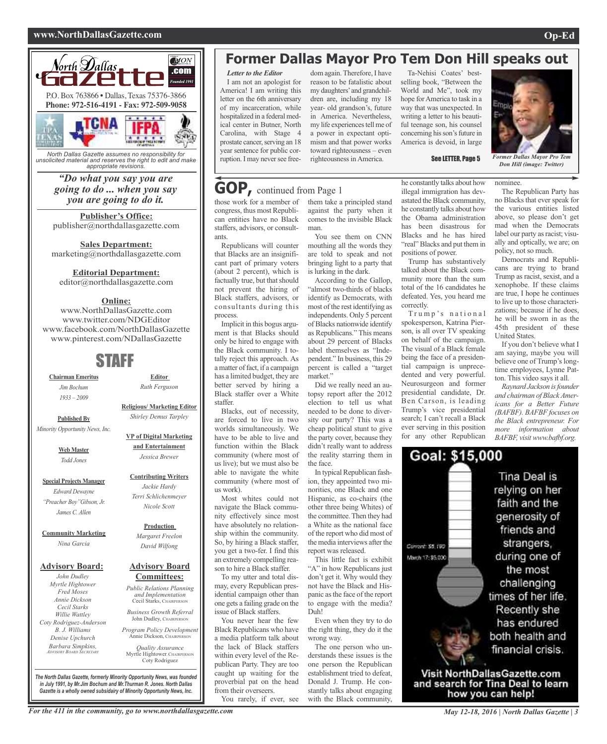North Dallas Gazette

P.O. Box 763866 • Dallas, Texas 75376-3866
**Phone: 972-516-4191 - Fax: 972-509-9058**

*North Dallas Gazette assumes no responsibility for unsolicited material and reserves the right to edit and make appropriate revisions.*

***"Do what you say you are going to do ... when you say you are going to do it.***

**Publisher's Office:**
publisher@northdallasgazette.com

**Sales Department:**
marketing@northdallasgazette.com

**Editorial Department:**
editor@northdallasgazette.com

**Online:**
www.NorthDallasGazette.com
www.twitter.com/NDGEditor
www.facebook.com/NorthDallasGazette
www.pinterest.com/NDallasGazette

## STAFF

**Chairman Emeritus**
*Jim Bochum*
*1933 – 2009*

**Published By**
*Minority Opportunity News, Inc.*

**Web Master**
*Todd Jones*

**Special Projects Manager**
*Edward Dewayne "Preacher Boy"Gibson, Jr.*
*James C. Allen*

**Community Marketing**
*Nina Garcia*

**Advisory Board:**
*John Dudley*
*Myrtle Hightower*
*Fred Moses*
*Annie Dickson*
*Cecil Starks*
*Willie Wattley*
*Coty Rodriguez-Anderson*
*B. J. Williams*
*Denise Upchurch*
*Barbara Simpkins,* Advisory Board Secretary

**Editor**
*Ruth Ferguson*

**Religious/ Marketing Editor**
*Shirley Demus Tarpley*

**VP of Digital Marketing and Entertainment**
*Jessica Brewer*

**Contributing Writers**
*Jackie Hardy*
*Terri Schlichenmeyer*
*Nicole Scott*

**Production**
*Margaret Freelon*
*David Wilfong*

**Advisory Board Committees:**

*Public Relations Planning and Implementation*
Cecil Starks, Chairperson

*Business Growth Referral*
John Dudley, Chairperson

*Program Policy Development*
Annie Dickson, Chairperson

*Quality Assurance*
Myrtle Hightower, Chairperson
Coty Rodriguez

*The North Dallas Gazette, formerly Minority Opportunity News, was founded in July 1991, by Mr.Jim Bochum and Mr.Thurman R. Jones. North Dallas Gazette is a wholly owned subsidairy of Minority Opportunity News, Inc.*

# Former Dallas Mayor Pro Tem Don Hill speaks out

***Letter to the Editor***

I am not an apologist for America! I am writing this letter on the 6th anniversary of my incarceration, while hospitalized in a federal medical center in Butner, North Carolina, with Stage 4 prostate cancer, serving an 18 year sentence for public corruption. I may never see freedom again. Therefore, I have reason to be fatalistic about my daughters' and grandchildren are, including my 18 year- old grandson's, future in America. Nevertheless, my life experiences tell me of a power in expectant optimism and that power works toward righteousness – even righteousness in America.

Ta-Nehisi Coates' bestselling book, "Between the World and Me", took my hope for America to task in a way that was unexpected. In writing a letter to his beautiful teenage son, his counsel concerning his son's future in America is devoid, in large

**See LETTER, Page 5**

*Former Dallas Mayor Pro Tem Don Hill (image: Twitter)*

## GOP, continued from Page 1

those work for a member of congress, thus most Republican entities have no Black staffers, advisors, or consultants.

Republicans will counter that Blacks are an insignificant part of primary voters (about 2 percent), which is factually true, but that should not prevent the hiring of Black staffers, advisors, or consultants during this process.

Implicit in this bogus argument is that Blacks should only be hired to engage with the Black community. I totally reject this approach. As a matter of fact, if a campaign has a limited budget, they are better served by hiring a Black staffer over a White staffer.

Blacks, out of necessity, are forced to live in two worlds simultaneously. We have to be able to live and function within the Black community (where most of us live); but we must also be able to navigate the white community (where most of us work).

Most whites could not navigate the Black community effectively since most have absolutely no relationship within the community. So, by hiring a Black staffer, you get a two-fer. I find this an extremely compelling reason to hire a Black staffer.

To my utter and total dismay, every Republican presidential campaign other than one gets a failing grade on the issue of Black staffers.

You never hear the few Black Republicans who have a media platform talk about the lack of Black staffers within every level of the Republican Party. They are too caught up waiting for the proverbial pat on the head from their overseers.

You rarely, if ever, see them take a principled stand against the party when it comes to the invisible Black man.

You see them on CNN mouthing all the words they are told to speak and not bringing light to a party that is lurking in the dark.

According to the Gallop, "almost two-thirds of blacks identify as Democrats, with most of the rest identifying as independents. Only 5 percent of Blacks nationwide identify as Republicans." This means about 29 percent of Blacks label themselves as "Independent." In business, this 29 percent is called a "target market."

Did we really need an autopsy report after the 2012 election to tell us what needed to be done to diversity our party? This was a cheap political stunt to give the party cover, because they didn't really want to address the reality starring them in the face.

In typical Republican fashion, they appointed two minorities, one Black and one Hispanic, as co-chairs (the other three being Whites) of the committee. Then they had a White as the national face of the report who did most of the media interviews after the report was released.

This little fact is exhibit "A" in how Republicans just don't get it. Why would they not have the Black and Hispanic as the face of the report to engage with the media? Duh!

Even when they try to do the right thing, they do it the wrong way.

The one person who understands these issues is the one person the Republican establishment tried to defeat, Donald J. Trump. He constantly talks about engaging with the Black community, he constantly talks about how illegal immigration has devastated the Black community, he constantly talks about how the Obama administration has been disastrous for Blacks and he has hired "real" Blacks and put them in positions of power.

Trump has substantively talked about the Black community more than the sum total of the 16 candidates he defeated. Yes, you heard me correctly.

Trump's national spokesperson, Katrina Pierson, is all over TV speaking on behalf of the campaign. The visual of a Black female being the face of a presidential campaign is unprecedented and very powerful. Neurosurgeon and former presidential candidate, Dr. Ben Carson, is leading Trump's vice presidential search; I can't recall a Black ever serving in this position for any other Republican nominee.

The Republican Party has no Blacks that ever speak for the various entities listed above, so please don't get mad when the Democrats label our party as racist; visually and optically, we are; on policy, not so much.

Democrats and Republicans are trying to brand Trump as racist, sexist, and a xenophobe. If these claims are true, I hope he continues to live up to those characterizations; because if he does, he will be sworn in as the 45th president of these United States.

If you don't believe what I am saying, maybe you will believe one of Trump's longtime employees, Lynne Patton. This video says it all.

*Raynard Jackson is founder and chairman of Black Americans for a Better Future (BAFBF). BAFBF focuses on the Black entrepreneur. For more information about BAFBF, visit www.bafbf.org.*

**Goal: $15,000**

Current: $8,190
March 17: $5,000

Tina Deal is relying on her faith and the generosity of friends and strangers, during one of the most challenging times of her life. Recently she has endured both health and financial crisis.

**Visit NorthDallasGazette.com and search for Tina Deal to learn how you can help!**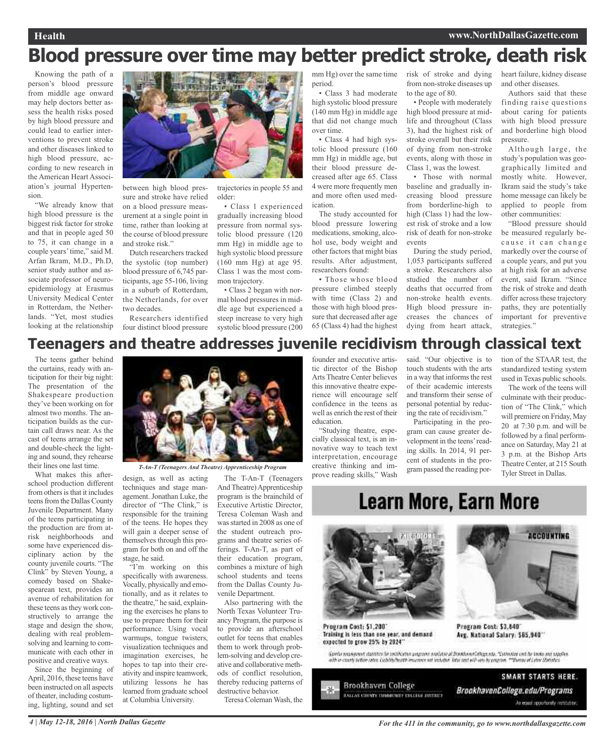# Blood pressure over time may better predict stroke, death risk

Knowing the path of a person's blood pressure from middle age onward may help doctors better assess the health risks posed by high blood pressure and could lead to earlier interventions to prevent stroke and other diseases linked to high blood pressure, according to new research in the American Heart Association's journal Hypertension.

"We already know that high blood pressure is the biggest risk factor for stroke and that in people aged 50 to 75, it can change in a couple years' time," said M. Arfan Ikram, M.D., Ph.D, senior study author and associate professor of neuroepidemiology at Erasmus University Medical Center in Rotterdam, the Netherlands. "Yet, most studies looking at the relationship between high blood pressure and stroke have relied on a blood pressure measurement at a single point in time, rather than looking at the course of blood pressure and stroke risk."

Dutch researchers tracked the systolic (top number) blood pressure of 6,745 participants, age 55-106, living in a suburb of Rotterdam, the Netherlands, for over two decades.

Researchers identified four distinct blood pressure trajectories in people 55 and older:

- Class 1 experienced gradually increasing blood pressure from normal systolic blood pressure (120 mm Hg) in middle age to high systolic blood pressure (160 mm Hg) at age 95. Class 1 was the most common trajectory.
- Class 2 began with normal blood pressures in middle age but experienced a steep increase to very high systolic blood pressure (200 mm Hg) over the same time period.
- Class 3 had moderate high systolic blood pressure (140 mm Hg) in middle age that did not change much over time.
- Class 4 had high systolic blood pressure (160 mm Hg) in middle age, but their blood pressure decreased after age 65. Class 4 were more frequently men and more often used medication.

The study accounted for blood pressure lowering medications, smoking, alcohol use, body weight and other factors that might bias results. After adjustment, researchers found:

- Those whose blood pressure climbed steeply with time (Class 2) and those with high blood pressure that decreased after age 65 (Class 4) had the highest risk of stroke and dying from non-stroke diseases up to the age of 80.
- People with moderately high blood pressure at midlife and throughout (Class 3), had the highest risk of stroke overall but their risk of dying from non-stroke events, along with those in Class 1, was the lowest.
- Those with normal baseline and gradually increasing blood pressure from borderline-high to high (Class 1) had the lowest risk of stroke and a low risk of death for non-stroke events

During the study period, 1,053 participants suffered a stroke. Researchers also studied the number of deaths that occurred from non-stroke health events. High blood pressure increases the chances of dying from heart attack, heart failure, kidney disease and other diseases.

Authors said that these finding raise questions about caring for patients with high blood pressure and borderline high blood pressure.

Although large, the study's population was geographically limited and mostly white. However, Ikram said the study's take home message can likely be applied to people from other communities:

"Blood pressure should be measured regularly because it can change markedly over the course of a couple years, and put you at high risk for an adverse event, said Ikram. "Since the risk of stroke and death differ across these trajectory paths, they are potentially important for preventive strategies."

# Teenagers and theatre addresses juvenile recidivism through classical text

The teens gather behind the curtains, ready with anticipation for their big night: The presentation of the Shakespeare production they've been working on for almost two months. The anticipation builds as the curtain call draws near. As the cast of teens arrange the set and double-check the lighting and sound, they rehearse their lines one last time.

What makes this afterschool production different from others is that it includes teens from the Dallas County Juvenile Department. Many of the teens participating in the production are from at-risk neighborhoods and some have experienced disciplinary action by the county juvenile courts. "The Clink" by Steven Young, a comedy based on Shakespearean text, provides an avenue of rehabilitation for these teens as they work constructively to arrange the stage and design the show, dealing with real problem-solving and learning to communicate with each other in positive and creative ways.

Since the beginning of April, 2016, these teens have been instructed on all aspects of theater, including costuming, lighting, sound and set design, as well as acting techniques and stage management. Jonathan Luke, the director of "The Clink," is responsible for the training of the teens. He hopes they will gain a deeper sense of themselves through this program for both on and off the stage, he said.

*T-An-T (Teenagers And Theatre) Apprenticeship Program*

"I'm working on this specifically with awareness. Vocally, physically and emotionally, and as it relates to the theatre," he said, explaining the exercises he plans to use to prepare them for their performance. Using vocal warmups, tongue twisters, visualization techniques and imagination exercises, he hopes to tap into their creativity and inspire teamwork, utilizing lessons he has learned from graduate school at Columbia University.

The T-An-T (Teenagers And Theatre) Apprenticeship program is the brainchild of Executive Artistic Director, Teresa Coleman Wash and was started in 2008 as one of the student outreach programs and theatre series offerings. T-An-T, as part of their education program, combines a mixture of high school students and teens from the Dallas County Juvenile Department.

Also partnering with the North Texas Volunteer Truancy Program, the purpose is to provide an afterschool outlet for teens that enables them to work through problem-solving and develop creative and collaborative methods of conflict resolution, thereby reducing patterns of destructive behavior.

Teresa Coleman Wash, the founder and executive artistic director of the Bishop Arts Theatre Center believes this innovative theatre experience will encourage self confidence in the teens as well as enrich the rest of their education.

"Studying theatre, especially classical text, is an innovative way to teach text interpretation, encourage creative thinking and improve reading skills," Wash said. "Our objective is to touch students with the arts in a way that informs the rest of their academic interests and transform their sense of personal potential by reducing the rate of recidivism."

Participating in the program can cause greater development in the teens' reading skills. In 2014, 91 percent of students in the program passed the reading portion of the STAAR test, the standardized testing system used in Texas public schools.

The work of the teens will culminate with their production of "The Clink," which will premiere on Friday, May 20 at 7:30 p.m. and will be followed by a final performance on Saturday, May 21 at 3 p.m. at the Bishop Arts Theatre Center, at 215 South Tyler Street in Dallas.

## Learn More, Earn More

**PHLEBOTOMY**
Program Cost: $1,200*
Training is less than one year, and demand expected to grow 25% by 2024**

**ACCOUNTING**
Program Cost: $3,840*
Avg. National Salary: $65,940**

SMART STARTS HERE.

Brookhaven College — Dallas County Community College District

BrookhavenCollege.edu/Programs

An equal opportunity institution.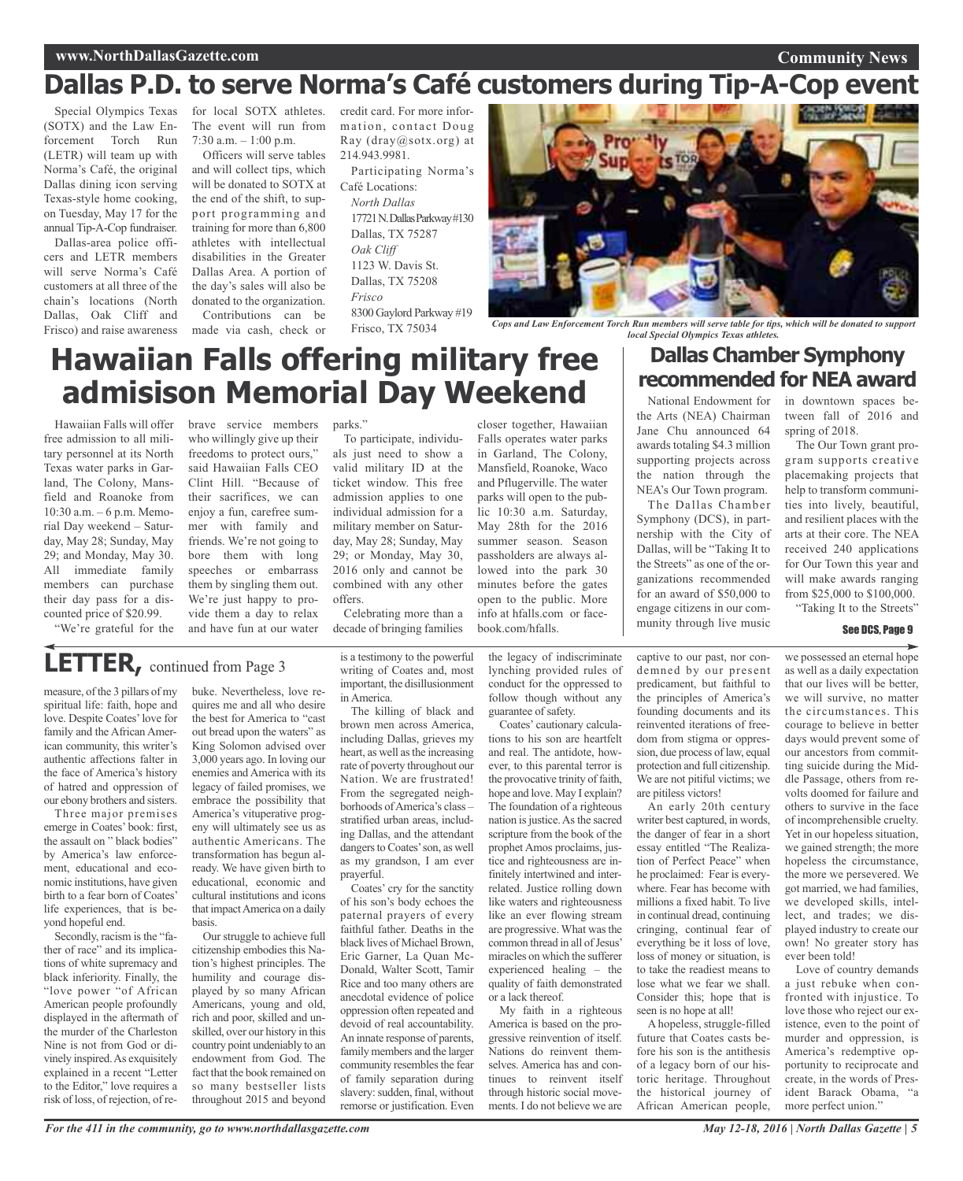# Dallas P.D. to serve Norma's Café customers during Tip-A-Cop event

Special Olympics Texas (SOTX) and the Law Enforcement Torch Run (LETR) will team up with Norma's Café, the original Dallas dining icon serving Texas-style home cooking, on Tuesday, May 17 for the annual Tip-A-Cop fundraiser.

Dallas-area police officers and LETR members will serve Norma's Café customers at all three of the chain's locations (North Dallas, Oak Cliff and Frisco) and raise awareness for local SOTX athletes. The event will run from 7:30 a.m. – 1:00 p.m.

Officers will serve tables and will collect tips, which will be donated to SOTX at the end of the shift, to support programming and training for more than 6,800 athletes with intellectual disabilities in the Greater Dallas Area. A portion of the day's sales will also be donated to the organization.

Contributions can be made via cash, check or credit card. For more information, contact Doug Ray (dray@sotx.org) at 214.943.9981.

Participating Norma's Café Locations:

*North Dallas*
17721 N. Dallas Parkway #130
Dallas, TX 75287

*Oak Cliff*
1123 W. Davis St.
Dallas, TX 75208

*Frisco*
8300 Gaylord Parkway #19
Frisco, TX 75034

*Cops and Law Enforcement Torch Run members will serve table for tips, which will be donated to support local Special Olympics Texas athletes.*

# Hawaiian Falls offering military free admisison Memorial Day Weekend

Hawaiian Falls will offer free admission to all military personnel at its North Texas water parks in Garland, The Colony, Mansfield and Roanoke from 10:30 a.m. – 6 p.m. Memorial Day weekend – Saturday, May 28; Sunday, May 29; and Monday, May 30. All immediate family members can purchase their day pass for a discounted price of $20.99.

"We're grateful for the brave service members who willingly give up their freedoms to protect ours," said Hawaiian Falls CEO Clint Hill. "Because of their sacrifices, we can enjoy a fun, carefree summer with family and friends. We're not going to bore them with long speeches or embarrass them by singling them out. We're just happy to provide them a day to relax and have fun at our water parks."

To participate, individuals just need to show a valid military ID at the ticket window. This free admission applies to one individual admission for a military member on Saturday, May 28; Sunday, May 29; or Monday, May 30, 2016 only and cannot be combined with any other offers.

Celebrating more than a decade of bringing families closer together, Hawaiian Falls operates water parks in Garland, The Colony, Mansfield, Roanoke, Waco and Pflugerville. The water parks will open to the public 10:30 a.m. Saturday, May 28th for the 2016 summer season. Season passholders are always allowed into the park 30 minutes before the gates open to the public. More info at hfalls.com or facebook.com/hfalls.

# Dallas Chamber Symphony recommended for NEA award

National Endowment for the Arts (NEA) Chairman Jane Chu announced 64 awards totaling $4.3 million supporting projects across the nation through the NEA's Our Town program.

The Dallas Chamber Symphony (DCS), in partnership with the City of Dallas, will be "Taking It to the Streets" as one of the organizations recommended for an award of $50,000 to engage citizens in our community through live music in downtown spaces between fall of 2016 and spring of 2018.

The Our Town grant program supports creative placemaking projects that help to transform communities into lively, beautiful, and resilient places with the arts at their core. The NEA received 240 applications for Our Town this year and will make awards ranging from $25,000 to $100,000.

"Taking It to the Streets"

**See DCS, Page 9**

# LETTER, continued from Page 3

measure, of the 3 pillars of my spiritual life: faith, hope and love. Despite Coates' love for family and the African American community, this writer's authentic affections falter in the face of America's history of hatred and oppression of our ebony brothers and sisters.

Three major premises emerge in Coates' book: first, the assault on " black bodies" by America's law enforcement, educational and economic institutions, have given birth to a fear born of Coates' life experiences, that is beyond hopeful end.

Secondly, racism is the "father of race" and its implications of white supremacy and black inferiority. Finally, the "love power "of African American people profoundly displayed in the aftermath of the murder of the Charleston Nine is not from God or divinely inspired. As exquisitely explained in a recent "Letter to the Editor," love requires a risk of loss, of rejection, of rebuke. Nevertheless, love requires me and all who desire the best for America to "cast out bread upon the waters" as King Solomon advised over 3,000 years ago. In loving our enemies and America with its legacy of failed promises, we embrace the possibility that America's vituperative progeny will ultimately see us as authentic Americans. The transformation has begun already. We have given birth to educational, economic and cultural institutions and icons that impact America on a daily basis.

Our struggle to achieve full citizenship embodies this Nation's highest principles. The humility and courage displayed by so many African Americans, young and old, rich and poor, skilled and unskilled, over our history in this country point undeniably to an endowment from God. The fact that the book remained on so many bestseller lists throughout 2015 and beyond is a testimony to the powerful writing of Coates and, most important, the disillusionment in America.

The killing of black and brown men across America, including Dallas, grieves my heart, as well as the increasing rate of poverty throughout our Nation. We are frustrated! From the segregated neighborhoods of America's class – stratified urban areas, including Dallas, and the attendant dangers to Coates' son, as well as my grandson, I am ever prayerful.

Coates' cry for the sanctity of his son's body echoes the paternal prayers of every faithful father. Deaths in the black lives of Michael Brown, Eric Garner, La Quan McDonald, Walter Scott, Tamir Rice and too many others are anecdotal evidence of police oppression often repeated and devoid of real accountability. An innate response of parents, family members and the larger community resembles the fear of family separation during slavery: sudden, final, without remorse or justification. Even the legacy of indiscriminate lynching provided rules of conduct for the oppressed to follow though without any guarantee of safety.

Coates' cautionary calculations to his son are heartfelt and real. The antidote, however, to this parental terror is the provocative trinity of faith, hope and love. May I explain? The foundation of a righteous nation is justice. As the sacred scripture from the book of the prophet Amos proclaims, justice and righteousness are infinitely intertwined and interrelated. Justice rolling down like waters and righteousness like an ever flowing stream are progressive. What was the common thread in all of Jesus' miracles on which the sufferer experienced healing – the quality of faith demonstrated or a lack thereof.

My faith in a righteous America is based on the progressive reinvention of itself. Nations do reinvent themselves. America has and continues to reinvent itself through historic social movements. I do not believe we are captive to our past, nor condemned by our present predicament, but faithful to the principles of America's founding documents and its reinvented iterations of freedom from stigma or oppression, due process of law, equal protection and full citizenship. We are not pitiful victims; we are pitiless victors!

An early 20th century writer best captured, in words, the danger of fear in a short essay entitled "The Realization of Perfect Peace" when he proclaimed: Fear is everywhere. Fear has become with millions a fixed habit. To live in continual dread, continuing cringing, continual fear of everything be it loss of love, loss of money or situation, is to take the readiest means to lose what we fear we shall. Consider this; hope that is seen is no hope at all!

A hopeless, struggle-filled future that Coates casts before his son is the antithesis of a legacy born of our historic heritage. Throughout the historical journey of African American people, we possessed an eternal hope as well as a daily expectation that our lives will be better, we will survive, no matter the circumstances. This courage to believe in better days would prevent some of our ancestors from committing suicide during the Middle Passage, others from revolts doomed for failure and others to survive in the face of incomprehensible cruelty. Yet in our hopeless situation, we gained strength; the more hopeless the circumstance, the more we persevered. We got married, we had families, we developed skills, intellect, and trades; we displayed industry to create our own! No greater story has ever been told!

Love of country demands a just rebuke when confronted with injustice. To love those who reject our existence, even to the point of murder and oppression, is America's redemptive opportunity to reciprocate and create, in the words of President Barack Obama, "a more perfect union."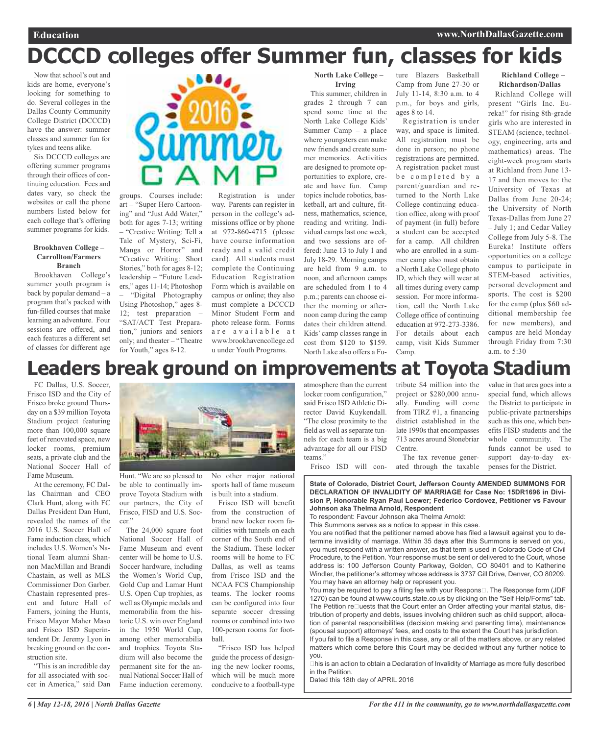# DCCCD colleges offer Summer fun, classes for kids

Now that school's out and kids are home, everyone's looking for something to do. Several colleges in the Dallas County Community College District (DCCCD) have the answer: summer classes and summer fun for tykes and teens alike.

Six DCCCD colleges are offering summer programs through their offices of continuing education. Fees and dates vary, so check the websites or call the phone numbers listed below for each college that's offering summer programs for kids.

**Brookhaven College – Carrollton/Farmers Branch**

Brookhaven College's summer youth program is back by popular demand – a program that's packed with fun-filled courses that make learning an adventure. Four sessions are offered, and each features a different set of classes for different age groups. Courses include: art – "Super Hero Cartooning" and "Just Add Water," both for ages 7-13; writing – "Creative Writing: Tell a Tale of Mystery, Sci-Fi, Manga or Horror" and "Creative Writing: Short Stories," both for ages 8-12; leadership – "Future Leaders," ages 11-14; Photoshop – "Digital Photography Using Photoshop," ages 8-12; test preparation – "SAT/ACT Test Preparation," juniors and seniors only; and theater – "Theatre for Youth," ages 8-12.

Registration is under way. Parents can register in person in the college's admissions office or by phone at 972-860-4715 (please have course information ready and a valid credit card). All students must complete the Continuing Education Registration Form which is available on campus or online; they also must complete a DCCCD Minor Student Form and photo release form. Forms are available at www.brookhavencollege.edu under Youth Programs.

**North Lake College – Irving**

This summer, children in grades 2 through 7 can spend some time at the North Lake College Kids' Summer Camp – a place where youngsters can make new friends and create summer memories. Activities are designed to promote opportunities to explore, create and have fun. Camp topics include robotics, basketball, art and culture, fitness, mathematics, science, reading and writing. Individual camps last one week, and two sessions are offered: June 13 to July 1 and July 18-29. Morning camps are held from 9 a.m. to noon, and afternoon camps are scheduled from 1 to 4 p.m.; parents can choose either the morning or afternoon camp during the camp dates their children attend. Kids' camp classes range in cost from $120 to $159. North Lake also offers a Future Blazers Basketball Camp from June 27-30 or July 11-14, 8:30 a.m. to 4 p.m., for boys and girls, ages 8 to 14.

Registration is under way, and space is limited. All registration must be done in person; no phone registrations are permitted. A registration packet must be completed by a parent/guardian and returned to the North Lake College continuing education office, along with proof of payment (in full) before a student can be accepted for a camp. All children who are enrolled in a summer camp also must obtain a North Lake College photo ID, which they will wear at all times during every camp session. For more information, call the North Lake College office of continuing education at 972-273-3386. For details about each camp, visit Kids Summer Camp.

**Richland College – Richardson/Dallas**

Richland College will present "Girls Inc. Eureka!" for rising 8th-grade girls who are interested in STEAM (science, technology, engineering, arts and mathematics) areas. The eight-week program starts at Richland from June 13-17 and then moves to: the University of Texas at Dallas from June 20-24; the University of North Texas-Dallas from June 27 – July 1; and Cedar Valley College from July 5-8. The Eureka! Institute offers opportunities on a college campus to participate in STEM-based activities, personal development and sports. The cost is $200 for the camp (plus $60 additional membership fee for new members), and campus are held Monday through Friday from 7:30 a.m. to 5:30

# Leaders break ground on improvements at Toyota Stadium

FC Dallas, U.S. Soccer, Frisco ISD and the City of Frisco broke ground Thursday on a $39 million Toyota Stadium project featuring more than 100,000 square feet of renovated space, new locker rooms, premium seats, a private club and the National Soccer Hall of Fame Museum.

At the ceremony, FC Dallas Chairman and CEO Clark Hunt, along with FC Dallas President Dan Hunt, revealed the names of the 2016 U.S. Soccer Hall of Fame induction class, which includes U.S. Women's National Team alumni Shannon MacMillan and Brandi Chastain, as well as MLS Commissioner Don Garber. Chastain represented present and future Hall of Famers, joining the Hunts, Frisco Mayor Maher Maso and Frisco ISD Superintendent Dr. Jeremy Lyon in breaking ground on the construction site.

"This is an incredible day for all associated with soccer in America," said Dan Hunt. "We are so pleased to be able to continually improve Toyota Stadium with our partners, the City of Frisco, FISD and U.S. Soccer."

The 24,000 square foot National Soccer Hall of Fame Museum and event center will be home to U.S. Soccer hardware, including the Women's World Cup, Gold Cup and Lamar Hunt U.S. Open Cup trophies, as well as Olympic medals and memorabilia from the historic U.S. win over England in the 1950 World Cup, among other memorabilia and trophies. Toyota Stadium will also become the permanent site for the annual National Soccer Hall of Fame induction ceremony. No other major national sports hall of fame museum is built into a stadium.

Frisco ISD will benefit from the construction of brand new locker room facilities with tunnels on each corner of the South end of the Stadium. These locker rooms will be home to FC Dallas, as well as teams from Frisco ISD and the NCAA FCS Championship teams. The locker rooms can be configured into four separate soccer dressing rooms or combined into two 100-person rooms for football.

"Frisco ISD has helped guide the process of designing the new locker rooms, which will be much more conducive to a football-type atmosphere than the current locker room configuration," said Frisco ISD Athletic Director David Kuykendall. "The close proximity to the field as well as separate tunnels for each team is a big advantage for all our FISD teams."

Frisco ISD will contribute $4 million into the project or $280,000 annually. Funding will come from TIRZ #1, a financing district established in the late 1990s that encompasses 713 acres around Stonebriar Centre.

The tax revenue generated through the taxable value in that area goes into a special fund, which allows the District to participate in public-private partnerships such as this one, which benefits FISD students and the whole community. The funds cannot be used to support day-to-day expenses for the District.

**State of Colorado, District Court, Jefferson County AMENDED SUMMONS FOR DECLARATION OF INVALIDITY OF MARRIAGE for Case No: 15DR1696 in Division P, Honorable Ryan Paul Loewer; Federico Cordovez, Petitioner vs Favour Johnson aka Thelma Arnold, Respondent**

To respondent: Favour Johnson aka Thelma Arnold:

This Summons serves as a notice to appear in this case.

You are notified that the petitioner named above has filed a lawsuit against you to determine invalidity of marriage. Within 35 days after this Summons is served on you, you must respond with a written answer, as that term is used in Colorado Code of Civil Procedure, to the Petition. Your response must be sent or delivered to the Court, whose address is: 100 Jefferson County Parkway, Golden, CO 80401 and to Katherine Windler, the petitioner's attorney whose address is 3737 Gill Drive, Denver, CO 80209. You may have an attorney help or represent you.

You may be required to pay a filing fee with your Respons. The Response form (JDF 1270) can be found at www.courts.state.co.us by clicking on the "Self Help/Forms" tab. The Petition reuests that the Court enter an Order affecting your marital status, distribution of property and debts, issues involving children such as child support, allocation of parental responsibilities (decision making and parenting time), maintenance (spousal support) attorneys' fees, and costs to the extent the Court has jurisdiction.

If you fail to file a Response in this case, any or all of the matters above, or any related matters which come before this Court may be decided without any further notice to you.

his is an action to obtain a Declaration of Invalidity of Marriage as more fully described in the Petition.

Dated this 18th day of APRIL 2016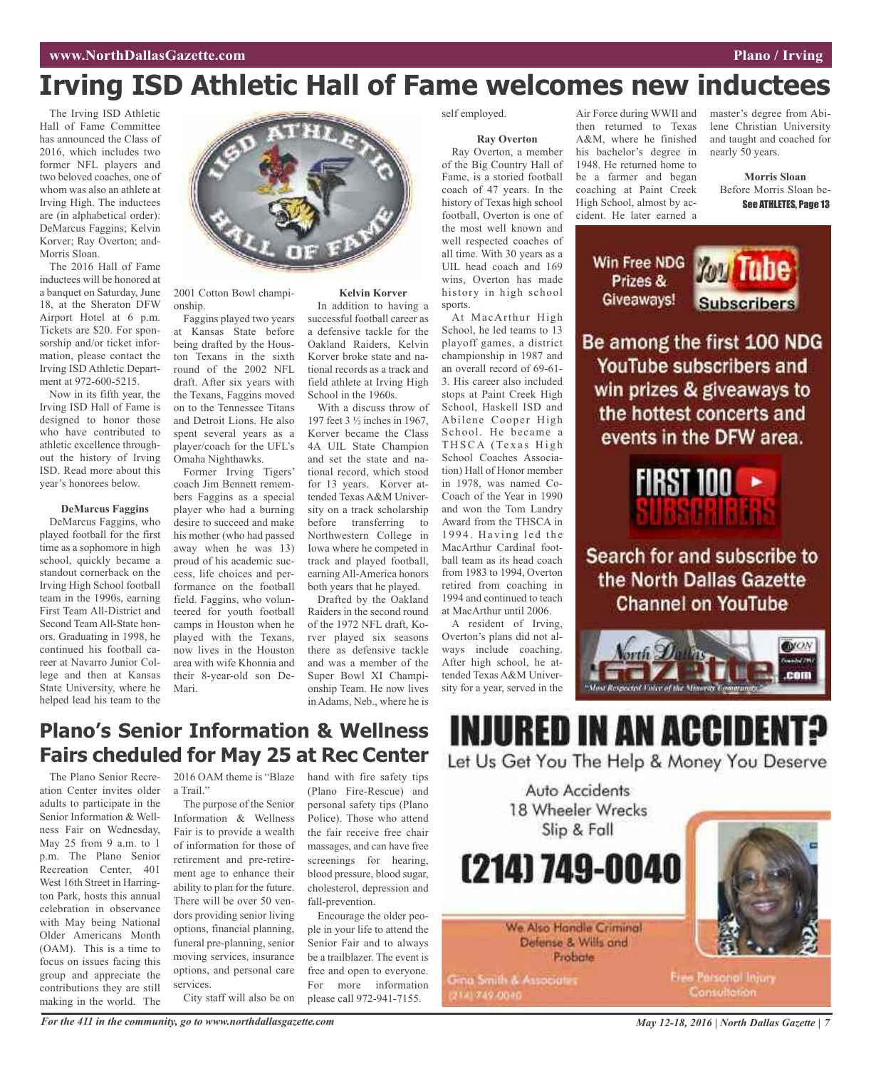# Irving ISD Athletic Hall of Fame welcomes new inductees

The Irving ISD Athletic Hall of Fame Committee has announced the Class of 2016, which includes two former NFL players and two beloved coaches, one of whom was also an athlete at Irving High. The inductees are (in alphabetical order): DeMarcus Faggins; Kelvin Korver; Ray Overton; and Morris Sloan.

The 2016 Hall of Fame inductees will be honored at a banquet on Saturday, June 18, at the Sheraton DFW Airport Hotel at 6 p.m. Tickets are $20. For sponsorship and/or ticket information, please contact the Irving ISD Athletic Department at 972-600-5215.

Now in its fifth year, the Irving ISD Hall of Fame is designed to honor those who have contributed to athletic excellence throughout the history of Irving ISD. Read more about this year's honorees below.

**DeMarcus Faggins**

DeMarcus Faggins, who played football for the first time as a sophomore in high school, quickly became a standout cornerback on the Irving High School football team in the 1990s, earning First Team All-District and Second Team All-State honors. Graduating in 1998, he continued his football career at Navarro Junior College and then at Kansas State University, where he helped lead his team to the 2001 Cotton Bowl championship.

Faggins played two years at Kansas State before being drafted by the Houston Texans in the sixth round of the 2002 NFL draft. After six years with the Texans, Faggins moved on to the Tennessee Titans and Detroit Lions. He also spent several years as a player/coach for the UFL's Omaha Nighthawks.

Former Irving Tigers' coach Jim Bennett remembers Faggins as a special player who had a burning desire to succeed and make his mother (who had passed away when he was 13) proud of his academic success, life choices and performance on the football field. Faggins, who volunteered for youth football camps in Houston when he played with the Texans, now lives in the Houston area with wife Khonnia and their 8-year-old son DeMari.

**Kelvin Korver**

In addition to having a successful football career as a defensive tackle for the Oakland Raiders, Kelvin Korver broke state and national records as a track and field athlete at Irving High School in the 1960s.

With a discuss throw of 197 feet 3 ½ inches in 1967, Korver became the Class 4A UIL State Champion and set the state and national record, which stood for 13 years. Korver attended Texas A&M University on a track scholarship before transferring to Northwestern College in Iowa where he competed in track and played football, earning All-America honors both years that he played.

Drafted by the Oakland Raiders in the second round of the 1972 NFL draft, Korver played six seasons there as defensive tackle and was a member of the Super Bowl XI Championship Team. He now lives in Adams, Neb., where he is self employed.

**Ray Overton**

Ray Overton, a member of the Big Country Hall of Fame, is a storied football coach of 47 years. In the history of Texas high school football, Overton is one of the most well known and well respected coaches of all time. With 30 years as a UIL head coach and 169 wins, Overton has made history in high school sports.

At MacArthur High School, he led teams to 13 playoff games, a district championship in 1987 and an overall record of 69-61-3. His career also included stops at Paint Creek High School, Haskell ISD and Abilene Cooper High School. He became a THSCA (Texas High School Coaches Association) Hall of Honor member in 1978, was named Co-Coach of the Year in 1990 and won the Tom Landry Award from the THSCA in 1994. Having led the MacArthur Cardinal football team as its head coach from 1983 to 1994, Overton retired from coaching in 1994 and continued to teach at MacArthur until 2006.

A resident of Irving, Overton's plans did not always include coaching. After high school, he attended Texas A&M University for a year, served in the Air Force during WWII and then returned to Texas A&M, where he finished his bachelor's degree in 1948. He returned home to be a farmer and began coaching at Paint Creek High School, almost by accident. He later earned a master's degree from Abilene Christian University and taught and coached for nearly 50 years.

**Morris Sloan**

Before Morris Sloan be-

**See ATHLETES, Page 13**

## Plano's Senior Information & Wellness Fairs cheduled for May 25 at Rec Center

The Plano Senior Recreation Center invites older adults to participate in the Senior Information & Wellness Fair on Wednesday, May 25 from 9 a.m. to 1 p.m. The Plano Senior Recreation Center, 401 West 16th Street in Harrington Park, hosts this annual celebration in observance with May being National Older Americans Month (OAM). This is a time to focus on issues facing this group and appreciate the contributions they are still making in the world. The 2016 OAM theme is "Blaze a Trail."

The purpose of the Senior Information & Wellness Fair is to provide a wealth of information for those of retirement and pre-retirement age to enhance their ability to plan for the future. There will be over 50 vendors providing senior living options, financial planning, funeral pre-planning, senior moving services, insurance options, and personal care services.

City staff will also be on hand with fire safety tips (Plano Fire-Rescue) and personal safety tips (Plano Police). Those who attend the fair receive free chair massages, and can have free screenings for hearing, blood pressure, blood sugar, cholesterol, depression and fall-prevention.

Encourage the older people in your life to attend the Senior Fair and to always be a trailblazer. The event is free and open to everyone. For more information please call 972-941-7155.

Win Free NDG Prizes & Giveaways! YouTube Subscribers

Be among the first 100 NDG YouTube subscribers and win prizes & giveaways to the hottest concerts and events in the DFW area.

FIRST 100 SUBSCRIBERS

Search for and subscribe to the North Dallas Gazette Channel on YouTube

INJURED IN AN ACCIDENT?

Let Us Get You The Help & Money You Deserve

Auto Accidents
18 Wheeler Wrecks
Slip & Fall

(214) 749-0040

We Also Handle Criminal Defense & Wills and Probate

Gina Smith & Associates (214) 749-0040

Free Personal Injury Consultation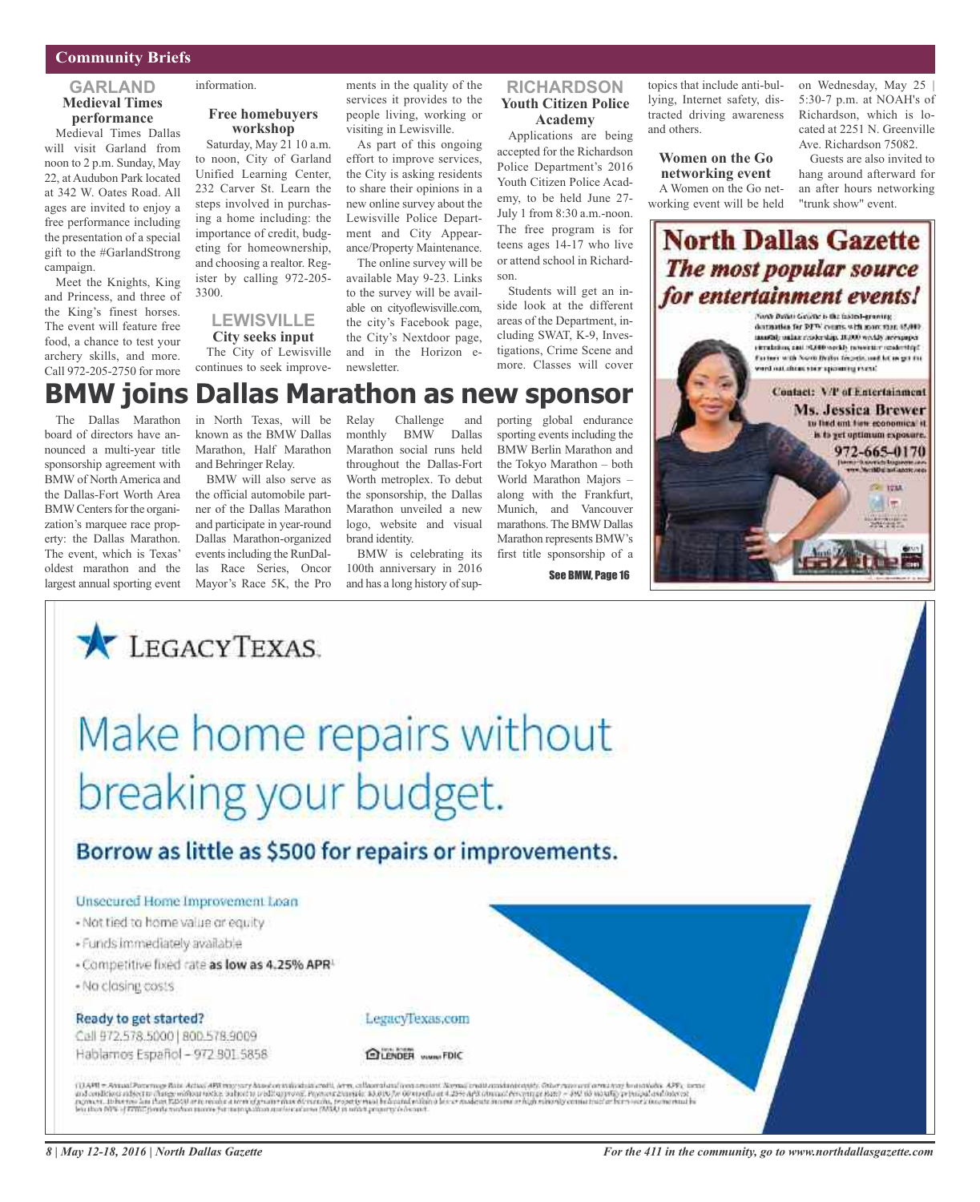## Community Briefs

### GARLAND

#### Medieval Times performance

Medieval Times Dallas will visit Garland from noon to 2 p.m. Sunday, May 22, at Audubon Park located at 342 W. Oates Road. All ages are invited to enjoy a free performance including the presentation of a special gift to the #GarlandStrong campaign.

Meet the Knights, King and Princess, and three of the King's finest horses. The event will feature free food, a chance to test your archery skills, and more. Call 972-205-2750 for more information.

#### Free homebuyers workshop

Saturday, May 21 10 a.m. to noon, City of Garland Unified Learning Center, 232 Carver St. Learn the steps involved in purchasing a home including: the importance of credit, budgeting for homeownership, and choosing a realtor. Register by calling 972-205-3300.

### LEWISVILLE

#### City seeks input

The City of Lewisville continues to seek improvements in the quality of the services it provides to the people living, working or visiting in Lewisville.

As part of this ongoing effort to improve services, the City is asking residents to share their opinions in a new online survey about the Lewisville Police Department and City Appearance/Property Maintenance.

The online survey will be available May 9-23. Links to the survey will be available on cityoflewisville.com, the city's Facebook page, the City's Nextdoor page, and in the Horizon e-newsletter.

### RICHARDSON

#### Youth Citizen Police Academy

Applications are being accepted for the Richardson Police Department's 2016 Youth Citizen Police Academy, to be held June 27-July 1 from 8:30 a.m.-noon. The free program is for teens ages 14-17 who live or attend school in Richardson.

Students will get an inside look at the different areas of the Department, including SWAT, K-9, Investigations, Crime Scene and more. Classes will cover topics that include anti-bullying, Internet safety, distracted driving awareness and others.

#### Women on the Go networking event

A Women on the Go networking event will be held on Wednesday, May 25 | 5:30-7 p.m. at NOAH's of Richardson, which is located at 2251 N. Greenville Ave. Richardson 75082.

Guests are also invited to hang around afterward for an after hours networking "trunk show" event.

## BMW joins Dallas Marathon as new sponsor

The Dallas Marathon board of directors have announced a multi-year title sponsorship agreement with BMW of North America and the Dallas-Fort Worth Area BMW Centers for the organization's marquee race property: the Dallas Marathon. The event, which is Texas' oldest marathon and the largest annual sporting event in North Texas, will be known as the BMW Dallas Marathon, Half Marathon and Behringer Relay.

BMW will also serve as the official automobile partner of the Dallas Marathon and participate in year-round Dallas Marathon-organized events including the RunDallas Race Series, Oncor Mayor's Race 5K, the Pro Relay Challenge and monthly BMW Dallas Marathon social runs held throughout the Dallas-Fort Worth metroplex. To debut the sponsorship, the Dallas Marathon unveiled a new logo, website and visual brand identity.

BMW is celebrating its 100th anniversary in 2016 and has a long history of supporting global endurance sporting events including the BMW Berlin Marathon and the Tokyo Marathon – both World Marathon Majors – along with the Frankfurt, Munich, and Vancouver marathons. The BMW Dallas Marathon represents BMW's first title sponsorship of a

See BMW, Page 16

**North Dallas Gazette**
*The most popular source for entertainment events!*

Contact: VP of Entertainment
**Ms. Jessica Brewer**
to find out how economical it is to get optimum exposure.
**972-665-0170**

**LegacyTexas.**

# Make home repairs without breaking your budget.

## Borrow as little as $500 for repairs or improvements.

Unsecured Home Improvement Loan

- Not tied to home value or equity
- Funds immediately available
- Competitive fixed rate **as low as 4.25% APR**[1]
- No closing costs

**Ready to get started?**
Call 972.578.5000 | 800.578.9009
Hablamos Español – 972.801.5858

LegacyTexas.com

LENDER FDIC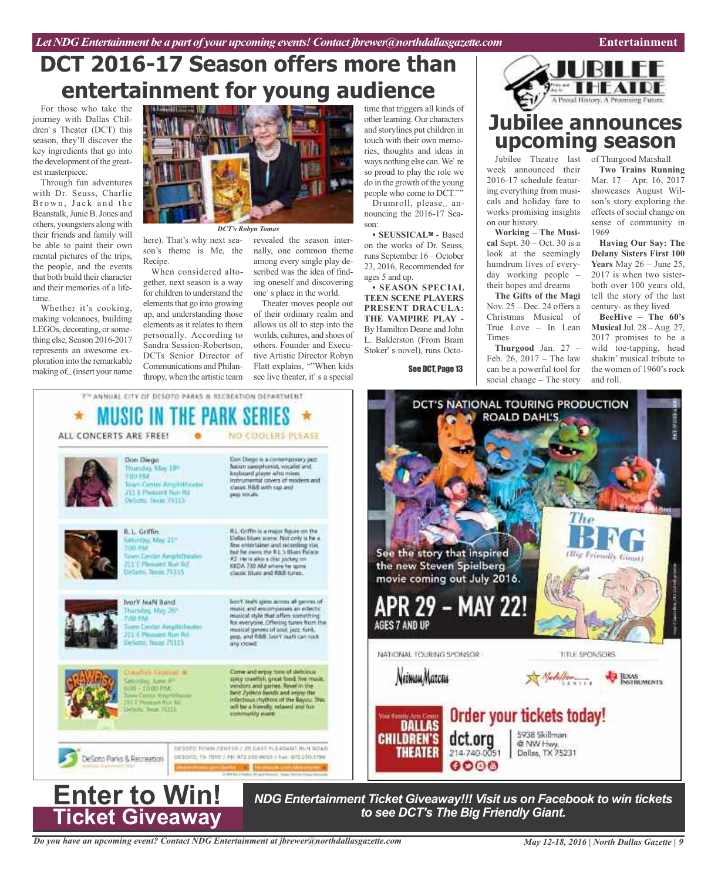# DCT 2016-17 Season offers more than entertainment for young audience

For those who take the journey with Dallas Children's Theater (DCT) this season, they'll discover the key ingredients that go into the development of the greatest masterpiece.

Through fun adventures with Dr. Seuss, Charlie Brown, Jack and the Beanstalk, Junie B. Jones and others, youngsters along with their friends and family will be able to paint their own mental pictures of the trips, the people, and the events that both build their character and their memories of a lifetime.

Whether it's cooking, making volcanoes, building LEGOs, decorating, or something else, Season 2016-2017 represents an awesome exploration into the remarkable making of... (insert your name here). That's why next season's theme is Me, the Recipe.

*DCT's Robyn Tomas*

When considered altogether, next season is a way for children to understand the elements that go into growing up, and understanding those elements as it relates to them personally. According to Sandra Session-Robertson, DCTs Senior Director of Communications and Philanthropy, when the artistic team revealed the season internally, one common theme among every single play described was the idea of finding oneself and discovering one's place in the world.

Theater moves people out of their ordinary realm and allows us all to step into the worlds, cultures, and shoes of others. Founder and Executive Artistic Director Robyn Flatt explains, ""When kids see live theater, it's a special time that triggers all kinds of other learning. Our characters and storylines put children in touch with their own memories, thoughts and ideas in ways nothing else can. We're so proud to play the role we do in the growth of the young people who come to DCT.""

Drumroll, please... announcing the 2016-17 Season:

- **SEUSSICAL™** - Based on the works of Dr. Seuss, runs September 16 - October 23, 2016, Recommended for ages 5 and up.
- **SEASON SPECIAL TEEN SCENE PLAYERS PRESENT DRACULA: THE VAMPIRE PLAY** - By Hamilton Deane and John L. Balderston (From Bram Stoker's novel), runs Octo-

See DCT, Page 13

# Jubilee announces upcoming season

Jubilee Theatre last week announced their 2016-17 schedule featuring everything from musicals and holiday fare to works promising insights on our history.

**Working – The Musical** Sept. 30 – Oct. 30 is a look at the seemingly humdrum lives of everyday working people – their hopes and dreams

**The Gifts of the Magi** Nov. 25 – Dec. 24 offers a Christmas Musical of True Love – In Lean Times

**Thurgood** Jan. 27 – Feb. 26, 2017 – The law can be a powerful tool for social change – The story of Thurgood Marshall

**Two Trains Running** Mar. 17 – Apr. 16, 2017 showcases August Wilson's story exploring the effects of social change on sense of community in 1969

**Having Our Say: The Delany Sisters First 100 Years** May 26 – June 25, 2017 is when two sisters-both over 100 years old, tell the story of the last century- as they lived

**BeeHive – The 60's Musical** Jul. 28 – Aug. 27, 2017 promises to be a wild toe-tapping, head shakin' musical tribute to the women of 1960's rock and roll.

# Enter to Win! Ticket Giveaway

***NDG Entertainment Ticket Giveaway!!! Visit us on Facebook to win tickets to see DCT's The Big Friendly Giant.***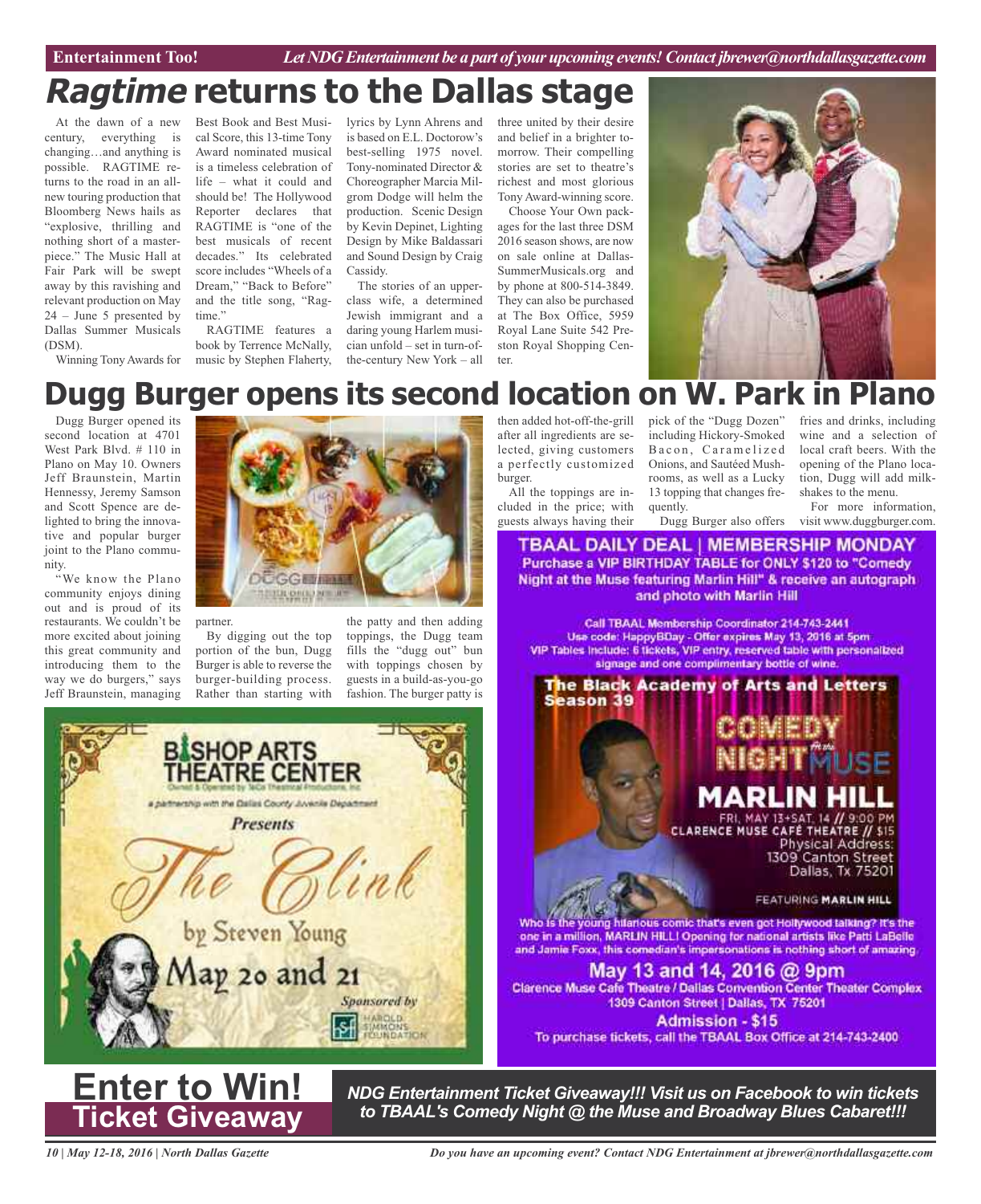# *Ragtime* returns to the Dallas stage

At the dawn of a new century, everything is changing…and anything is possible. RAGTIME returns to the road in an all-new touring production that Bloomberg News hails as "explosive, thrilling and nothing short of a masterpiece." The Music Hall at Fair Park will be swept away by this ravishing and relevant production on May 24 – June 5 presented by Dallas Summer Musicals (DSM).

Winning Tony Awards for Best Book and Best Musical Score, this 13-time Tony Award nominated musical is a timeless celebration of life – what it could and should be! The Hollywood Reporter declares that RAGTIME is "one of the best musicals of recent decades." Its celebrated score includes "Wheels of a Dream," "Back to Before" and the title song, "Ragtime."

RAGTIME features a book by Terrence McNally, music by Stephen Flaherty, lyrics by Lynn Ahrens and is based on E.L. Doctorow's best-selling 1975 novel. Tony-nominated Director & Choreographer Marcia Milgrom Dodge will helm the production. Scenic Design by Kevin Depinet, Lighting Design by Mike Baldassari and Sound Design by Craig Cassidy.

The stories of an upper-class wife, a determined Jewish immigrant and a daring young Harlem musician unfold – set in turn-of-the-century New York – all three united by their desire and belief in a brighter tomorrow. Their compelling stories are set to theatre's richest and most glorious Tony Award-winning score.

Choose Your Own packages for the last three DSM 2016 season shows, are now on sale online at DallasSummerMusicals.org and by phone at 800-514-3849. They can also be purchased at The Box Office, 5959 Royal Lane Suite 542 Preston Royal Shopping Center.

# Dugg Burger opens its second location on W. Park in Plano

Dugg Burger opened its second location at 4701 West Park Blvd. # 110 in Plano on May 10. Owners Jeff Braunstein, Martin Hennessy, Jeremy Samson and Scott Spence are delighted to bring the innovative and popular burger joint to the Plano community.

"We know the Plano community enjoys dining out and is proud of its restaurants. We couldn't be more excited about joining this great community and introducing them to the way we do burgers," says Jeff Braunstein, managing partner.

By digging out the top portion of the bun, Dugg Burger is able to reverse the burger-building process. Rather than starting with the patty and then adding toppings, the Dugg team fills the "dugg out" bun with toppings chosen by guests in a build-as-you-go fashion. The burger patty is then added hot-off-the-grill after all ingredients are selected, giving customers a perfectly customized burger.

All the toppings are included in the price; with guests always having their pick of the "Dugg Dozen" including Hickory-Smoked Bacon, Caramelized Onions, and Sautéed Mushrooms, as well as a Lucky 13 topping that changes frequently.

Dugg Burger also offers fries and drinks, including wine and a selection of local craft beers. With the opening of the Plano location, Dugg will add milkshakes to the menu.

For more information, visit www.duggburger.com.

**BISHOP ARTS THEATRE CENTER**

a partnership with the Dallas County Juvenile Department

*Presents*

*The Clink*

by Steven Young

May 20 and 21

*Sponsored by* Harold Simmons Foundation

**TBAAL DAILY DEAL | MEMBERSHIP MONDAY**

Purchase a VIP BIRTHDAY TABLE for ONLY $120 to "Comedy Night at the Muse featuring Marlin Hill" & receive an autograph and photo with Marlin Hill

Call TBAAL Membership Coordinator 214-743-2441
Use code: HappyBDay - Offer expires May 13, 2016 at 5pm
VIP Tables Include: 6 tickets, VIP entry, reserved table with personalized signage and one complimentary bottle of wine.

The Black Academy of Arts and Letters Season 39

COMEDY NIGHT at the MUSE

MARLIN HILL

FRI, MAY 13+SAT, 14 // 9:00 PM
CLARENCE MUSE CAFÉ THEATRE // $15
Physical Address: 1309 Canton Street Dallas, Tx 75201

FEATURING MARLIN HILL

Who is the young hilarious comic that's even got Hollywood talking? It's the one in a million, MARLIN HILL! Opening for national artists like Patti LaBelle and Jamie Foxx, this comedian's impersonations is nothing short of amazing.

May 13 and 14, 2016 @ 9pm
Clarence Muse Cafe Theatre / Dallas Convention Center Theater Complex
1309 Canton Street | Dallas, TX 75201
Admission - $15
To purchase tickets, call the TBAAL Box Office at 214-743-2400

# Enter to Win!
## Ticket Giveaway

***NDG Entertainment Ticket Giveaway!!! Visit us on Facebook to win tickets to TBAAL's Comedy Night @ the Muse and Broadway Blues Cabaret!!!***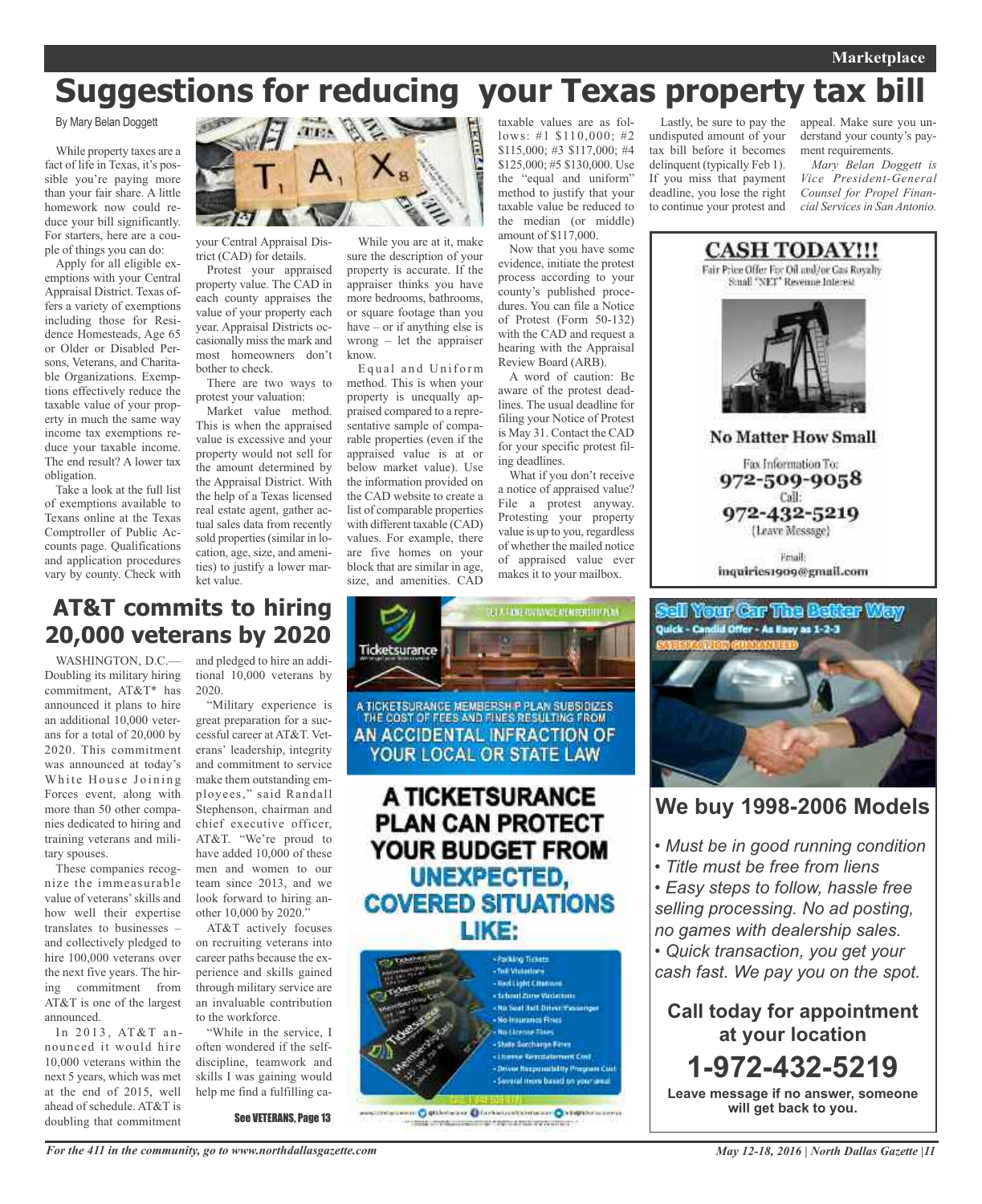# Suggestions for reducing your Texas property tax bill

By Mary Belan Doggett

While property taxes are a fact of life in Texas, it's possible you're paying more than your fair share. A little homework now could reduce your bill significantly. For starters, here are a couple of things you can do:

Apply for all eligible exemptions with your Central Appraisal District. Texas offers a variety of exemptions including those for Residence Homesteads, Age 65 or Older or Disabled Persons, Veterans, and Charitable Organizations. Exemptions effectively reduce the taxable value of your property in much the same way income tax exemptions reduce your taxable income. The end result? A lower tax obligation.

Take a look at the full list of exemptions available to Texans online at the Texas Comptroller of Public Accounts page. Qualifications and application procedures vary by county. Check with your Central Appraisal District (CAD) for details.

Protest your appraised property value. The CAD in each county appraises the value of your property each year. Appraisal Districts occasionally miss the mark and most homeowners don't bother to check.

There are two ways to protest your valuation:

Market value method. This is when the appraised value is excessive and your property would not sell for the amount determined by the Appraisal District. With the help of a Texas licensed real estate agent, gather actual sales data from recently sold properties (similar in location, age, size, and amenities) to justify a lower market value.

While you are at it, make sure the description of your property is accurate. If the appraiser thinks you have more bedrooms, bathrooms, or square footage than you have – or if anything else is wrong – let the appraiser know.

Equal and Uniform method. This is when your property is unequally appraised compared to a representative sample of comparable properties (even if the appraised value is at or below market value). Use the information provided on the CAD website to create a list of comparable properties with different taxable (CAD) values. For example, there are five homes on your block that are similar in age, size, and amenities. CAD taxable values are as follows: #1 $110,000; #2 $115,000; #3 $117,000; #4 $125,000; #5 $130,000. Use the "equal and uniform" method to justify that your taxable value be reduced to the median (or middle) amount of $117,000.

Now that you have some evidence, initiate the protest process according to your county's published procedures. You can file a Notice of Protest (Form 50-132) with the CAD and request a hearing with the Appraisal Review Board (ARB).

A word of caution: Be aware of the protest deadlines. The usual deadline for filing your Notice of Protest is May 31. Contact the CAD for your specific protest filing deadlines.

What if you don't receive a notice of appraised value? File a protest anyway. Protesting your property value is up to you, regardless of whether the mailed notice of appraised value ever makes it to your mailbox.

Lastly, be sure to pay the undisputed amount of your tax bill before it becomes delinquent (typically Feb 1). If you miss that payment deadline, you lose the right to continue your protest and appeal. Make sure you understand your county's payment requirements.

*Mary Belan Doggett is Vice President-General Counsel for Propel Financial Services in San Antonio.*

**CASH TODAY!!!**
Fair Price Offer For Oil and/or Gas Royalty
Small "NET" Revenue Interest

**No Matter How Small**

Fax Information To:
**972-509-9058**
Call:
**972-432-5219**
(Leave Message)

Email:
inquiries1909@gmail.com

# AT&T commits to hiring 20,000 veterans by 2020

WASHINGTON, D.C.— Doubling its military hiring commitment, AT&T* has announced it plans to hire an additional 10,000 veterans for a total of 20,000 by 2020. This commitment was announced at today's White House Joining Forces event, along with more than 50 other companies dedicated to hiring and training veterans and military spouses.

These companies recognize the immeasurable value of veterans' skills and how well their expertise translates to businesses – and collectively pledged to hire 100,000 veterans over the next five years. The hiring commitment from AT&T is one of the largest announced.

In 2013, AT&T announced it would hire 10,000 veterans within the next 5 years, which was met at the end of 2015, well ahead of schedule. AT&T is doubling that commitment and pledged to hire an additional 10,000 veterans by 2020.

"Military experience is great preparation for a successful career at AT&T. Veterans' leadership, integrity and commitment to service make them outstanding employees," said Randall Stephenson, chairman and chief executive officer, AT&T. "We're proud to have added 10,000 of these men and women to our team since 2013, and we look forward to hiring another 10,000 by 2020."

AT&T actively focuses on recruiting veterans into career paths because the experience and skills gained through military service are an invaluable contribution to the workforce.

"While in the service, I often wondered if the self-discipline, teamwork and skills I was gaining would help me find a fulfilling ca-

See VETERANS, Page 13

GET A TICKETSURANCE MEMBERSHIP PLAN

Ticketsurance

A TICKETSURANCE MEMBERSHIP PLAN SUBSIDIZES THE COST OF FEES AND FINES RESULTING FROM AN ACCIDENTAL INFRACTION OF YOUR LOCAL OR STATE LAW

**A TICKETSURANCE PLAN CAN PROTECT YOUR BUDGET FROM UNEXPECTED, COVERED SITUATIONS LIKE:**

- Parking Tickets
- Toll Violations
- Red Light Citations
- School Zone Violations
- No Seat Belt Driver/Passenger
- No Insurance Fines
- No License Fines
- State Surcharge Fines
- License Reinstatement Cost
- Driver Responsibility Program Cost
- Several more based on your area

**Sell Your Car The Better Way**
Quick - Candid Offer - As Easy as 1-2-3
SATISFACTION GUARANTEED

## We buy 1998-2006 Models

- *Must be in good running condition*
- *Title must be free from liens*
- *Easy steps to follow, hassle free selling processing. No ad posting, no games with dealership sales.*
- *Quick transaction, you get your cash fast. We pay you on the spot.*

**Call today for appointment at your location**

**1-972-432-5219**

**Leave message if no answer, someone will get back to you.**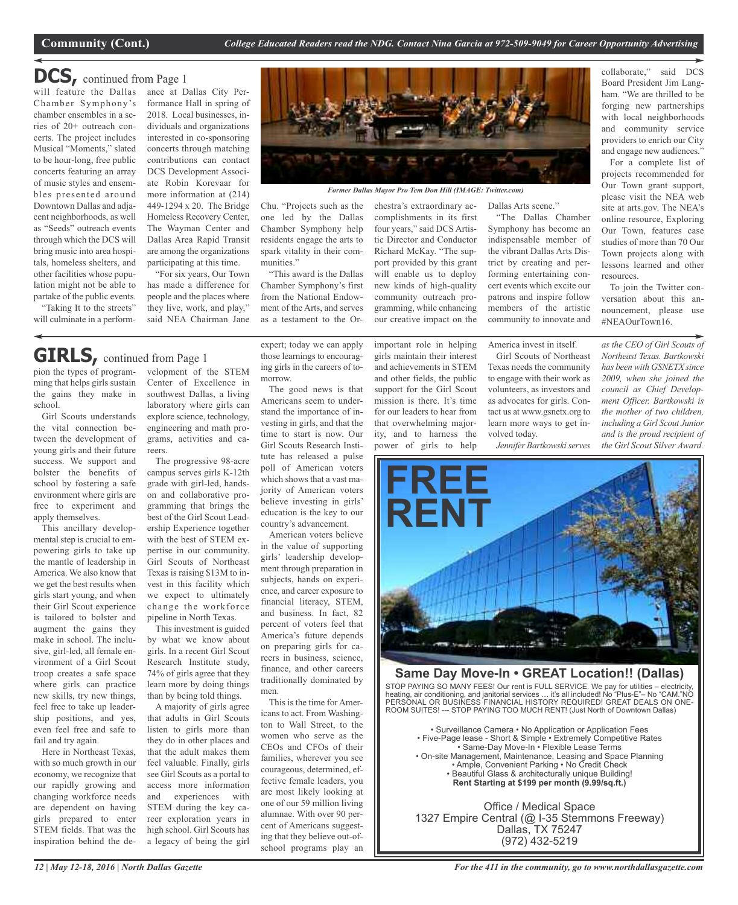## DCS, continued from Page 1

will feature the Dallas Chamber Symphony's chamber ensembles in a series of 20+ outreach concerts. The project includes Musical "Moments," slated to be hour-long, free public concerts featuring an array of music styles and ensembles presented around Downtown Dallas and adjacent neighborhoods, as well as "Seeds" outreach events through which the DCS will bring music into area hospitals, homeless shelters, and other facilities whose population might not be able to partake of the public events.

"Taking It to the streets" will culminate in a performance at Dallas City Performance Hall in spring of 2018. Local businesses, individuals and organizations interested in co-sponsoring concerts through matching contributions can contact DCS Development Associate Robin Korevaar for more information at (214) 449-1294 x 20. The Bridge Homeless Recovery Center, The Wayman Center and Dallas Area Rapid Transit are among the organizations participating at this time.

"For six years, Our Town has made a difference for people and the places where they live, work, and play," said NEA Chairman Jane Chu. "Projects such as the one led by the Dallas Chamber Symphony help residents engage the arts to spark vitality in their communities."

*Former Dallas Mayor Pro Tem Don Hill (IMAGE: Twitter.com)*

"This award is the Dallas Chamber Symphony's first from the National Endowment of the Arts, and serves as a testament to the Orchestra's extraordinary accomplishments in its first four years," said DCS Artistic Director and Conductor Richard McKay. "The support provided by this grant will enable us to deploy new kinds of high-quality community outreach programming, while enhancing our creative impact on the Dallas Arts scene."

"The Dallas Chamber Symphony has become an indispensable member of the vibrant Dallas Arts District by creating and performing entertaining concert events which excite our patrons and inspire follow members of the artistic community to innovate and collaborate," said DCS Board President Jim Langham. "We are thrilled to be forging new partnerships with local neighborhoods and community service providers to enrich our City and engage new audiences."

For a complete list of projects recommended for Our Town grant support, please visit the NEA web site at arts.gov. The NEA's online resource, Exploring Our Town, features case studies of more than 70 Our Town projects along with lessons learned and other resources.

To join the Twitter conversation about this announcement, please use #NEAOurTown16.

## GIRLS, continued from Page 1

pion the types of programming that helps girls sustain the gains they make in school.

Girl Scouts understands the vital connection between the development of young girls and their future success. We support and bolster the benefits of school by fostering a safe environment where girls are free to experiment and apply themselves.

This ancillary developmental step is crucial to empowering girls to take up the mantle of leadership in America. We also know that we get the best results when girls start young, and when their Girl Scout experience is tailored to bolster and augment the gains they make in school. The inclusive, girl-led, all female environment of a Girl Scout troop creates a safe space where girls can practice new skills, try new things, feel free to take up leadership positions, and yes, even feel free and safe to fail and try again.

Here in Northeast Texas, with so much growth in our economy, we recognize that our rapidly growing and changing workforce needs are dependent on having girls prepared to enter STEM fields. That was the inspiration behind the development of the STEM Center of Excellence in southwest Dallas, a living laboratory where girls can explore science, technology, engineering and math programs, activities and careers.

The progressive 98-acre campus serves girls K-12th grade with girl-led, hands-on and collaborative programming that brings the best of the Girl Scout Leadership Experience together with the best of STEM expertise in our community. Girl Scouts of Northeast Texas is raising $13M to invest in this facility which we expect to ultimately change the workforce pipeline in North Texas.

This investment is guided by what we know about girls. In a recent Girl Scout Research Institute study, 74% of girls agree that they learn more by doing things than by being told things.

A majority of girls agree that adults in Girl Scouts listen to girls more than they do in other places and that the adult makes them feel valuable. Finally, girls see Girl Scouts as a portal to access more information and experiences with STEM during the key career exploration years in high school. Girl Scouts has a legacy of being the girl expert; today we can apply those learnings to encouraging girls in the careers of tomorrow.

The good news is that Americans seem to understand the importance of investing in girls, and that the time to start is now. Our Girl Scouts Research Institute has released a pulse poll of American voters which shows that a vast majority of American voters believe investing in girls' education is the key to our country's advancement.

American voters believe in the value of supporting girls' leadership development through preparation in subjects, hands on experience, and career exposure to financial literacy, STEM, and business. In fact, 82 percent of voters feel that America's future depends on preparing girls for careers in business, science, finance, and other careers traditionally dominated by men.

This is the time for Americans to act. From Washington to Wall Street, to the women who serve as the CEOs and CFOs of their families, wherever you see courageous, determined, effective female leaders, you are most likely looking at one of our 59 million living alumnae. With over 90 percent of Americans suggesting that they believe out-of-school programs play an important role in helping girls maintain their interest and achievements in STEM and other fields, the public support for the Girl Scout mission is there. It's time for our leaders to hear from that overwhelming majority, and to harness the power of girls to help America invest in itself.

Girl Scouts of Northeast Texas needs the community to engage with their work as volunteers, as investors and as advocates for girls. Contact us at www.gsnetx.org to learn more ways to get involved today.

*Jennifer Bartkowski serves as the CEO of Girl Scouts of Northeast Texas. Bartkowski has been with GSNETX since 2009, when she joined the council as Chief Development Officer. Bartkowski is the mother of two children, including a Girl Scout Junior and is the proud recipient of the Girl Scout Silver Award.*

---

# FREE RENT

### Same Day Move-In • GREAT Location!! (Dallas)

STOP PAYING SO MANY FEES! Our rent is FULL SERVICE. We pay for utilities – electricity, heating, air conditioning, and janitorial services … it's all included! No "Plus-E"– No "CAM."NO PERSONAL OR BUSINESS FINANCIAL HISTORY REQUIRED! GREAT DEALS ON ONE-ROOM SUITES! --- STOP PAYING TOO MUCH RENT! (Just North of Downtown Dallas)

- Surveillance Camera • No Application or Application Fees
- Five-Page lease - Short & Simple • Extremely Competitive Rates
- Same-Day Move-In • Flexible Lease Terms
- On-site Management, Maintenance, Leasing and Space Planning
- Ample, Convenient Parking • No Credit Check
- Beautiful Glass & architecturally unique Building!

**Rent Starting at $199 per month (9.99/sq.ft.)**

Office / Medical Space
1327 Empire Central (@ I-35 Stemmons Freeway)
Dallas, TX 75247
(972) 432-5219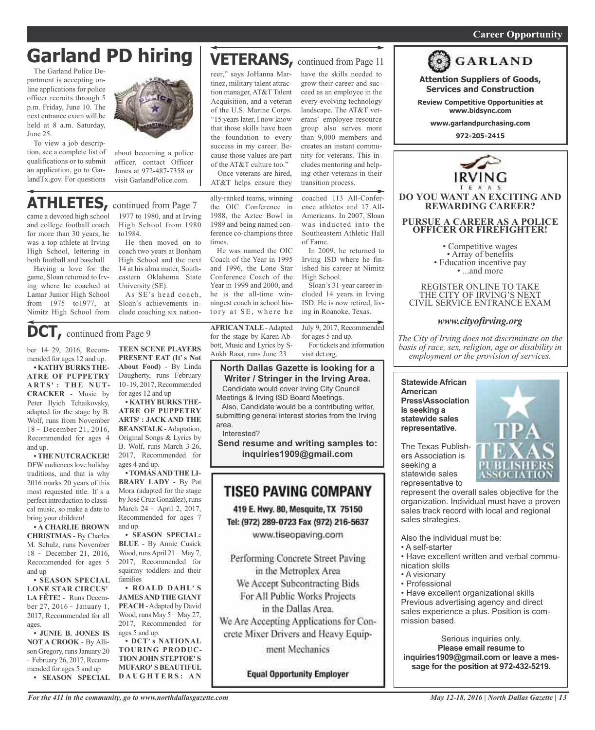## Garland PD hiring

The Garland Police Department is accepting online applications for police officer recruits through 5 p.m. Friday, June 10. The next entrance exam will be held at 8 a.m. Saturday, June 25.

To view a job description, see a complete list of qualifications or to submit an application, go to GarlandTx.gov. For questions about becoming a police officer, contact Officer Jones at 972-487-7358 or visit GarlandPolice.com.

## VETERANS, continued from Page 11

reer," says JoHanna Martinez, military talent attraction manager, AT&T Talent Acquisition, and a veteran of the U.S. Marine Corps. "15 years later, I now know that those skills have been the foundation to every success in my career. Because those values are part of the AT&T culture too."

Once veterans are hired, AT&T helps ensure they have the skills needed to grow their career and succeed as an employee in the every-evolving technology landscape. The AT&T veterans' employee resource group also serves more than 9,000 members and creates an instant community for veterans. This includes mentoring and helping other veterans in their transition process.

## ATHLETES, continued from Page 7

came a devoted high school and college football coach for more than 30 years, he was a top athlete at Irving High School, lettering in both football and baseball

Having a love for the game, Sloan returned to Irving where he coached at Lamar Junior High School from 1975 to1977, at Nimitz High School from 1977 to 1980, and at Irving High School from 1980 to1984.

He then moved on to coach two years at Bonham High School and the next 14 at his alma mater, Southeastern Oklahoma State University (SE).

As SE's head coach, Sloan's achievements include coaching six nationally-ranked teams, winning the OIC Conference in 1988, the Aztec Bowl in 1989 and being named conference co-champions three times.

He was named the OIC Coach of the Year in 1995 and 1996, the Lone Star Conference Coach of the Year in 1999 and 2000, and he is the all-time winningest coach in school history at SE, where he coached 113 All-Conference athletes and 17 All-Americans. In 2007, Sloan was inducted into the Southeastern Athletic Hall of Fame.

In 2009, he returned to Irving ISD where he finished his career at Nimitz High School.

Sloan's 31-year career included 14 years in Irving ISD. He is now retired, living in Roanoke, Texas.

## DCT, continued from Page 9

ber 14–29, 2016, Recommended for ages 12 and up.

**• KATHY BURKS THEATRE OF PUPPETRY ARTS': THE NUTCRACKER** - Music by Peter Ilyich Tchaikovsky, adapted for the stage by B. Wolf, runs from November 18 – December 21, 2016, Recommended for ages 4 and up.

**• THE NUTCRACKER!** DFW audiences love holiday traditions, and that is why 2016 marks 20 years of this most requested title. It's a perfect introduction to classical music, so make a date to bring your children!

**• A CHARLIE BROWN CHRISTMAS** - By Charles M. Schulz, runs November 18 – December 21, 2016, Recommended for ages 5 and up

**• SEASON SPECIAL LONE STAR CIRCUS' LA FÊTE!** - Runs December 27, 2016 – January 1, 2017, Recommended for all ages.

**• JUNIE B. JONES IS NOT A CROOK** - By Allison Gregory, runs January 20 – February 26, 2017, Recommended for ages 5 and up

**• SEASON SPECIAL TEEN SCENE PLAYERS PRESENT EAT (It's Not About Food)** - By Linda Daugherty, runs February 10-19, 2017, Recommended for ages 12 and up

**• KATHY BURKS THEATRE OF PUPPETRY ARTS': JACK AND THE BEANSTALK** - Adaptation, Original Songs & Lyrics by B. Wolf, runs March 3-26, 2017, Recommended for ages 4 and up.

**• TOMÁS AND THE LIBRARY LADY** - By Pat Mora (adapted for the stage by José Cruz González), runs March 24 – April 2, 2017, Recommended for ages 7 and up.

**• SEASON SPECIAL: BLUE** - By Annie Cusick Wood, runs April 21 – May 7, 2017, Recommended for squirmy toddlers and their families

**• ROALD DAHL'S JAMES AND THE GIANT PEACH** - Adapted by David Wood, runs May 5 – May 27, 2017, Recommended for ages 5 and up.

**• DCT's NATIONAL TOURING PRODUCTION JOHN STEPTOE'S MUFARO'S BEAUTIFUL DAUGHTERS: AN AFRICAN TALE** - Adapted for the stage by Karen Abbott, Music and Lyrics by S-Ankh Rasa, runs June 23 – July 9, 2017, Recommended for ages 5 and up.

For tickets and information visit dct.org.

**North Dallas Gazette is looking for a Writer / Stringer in the Irving Area.**

Candidate would cover Irving City Council Meetings & Irving ISD Board Meetings.

Also, Candidate would be a contributing writer, submitting general interest stories from the Irving area.

Interested?

**Send resume and writing samples to: inquiries1909@gmail.com**

## TISEO PAVING COMPANY

419 E. Hwy. 80, Mesquite, TX 75150
Tel: (972) 289-0723 Fax (972) 216-5637
www.tiseopaving.com

Performing Concrete Street Paving in the Metroplex Area
We Accept Subcontracting Bids For All Public Works Projects in the Dallas Area.
We Are Accepting Applications for Concrete Mixer Drivers and Heavy Equipment Mechanics

**Equal Opportunity Employer**

## Career Opportunity

### GARLAND

**Attention Suppliers of Goods, Services and Construction**

**Review Competitive Opportunities at www.bidsync.com**

**www.garlandpurchasing.com**

**972-205-2415**

### IRVING TEXAS

**DO YOU WANT AN EXCITING AND REWARDING CAREER?**

**PURSUE A CAREER AS A POLICE OFFICER OR FIREFIGHTER!**

- Competitive wages
- Array of benefits
- Education incentive pay
- ...and more

REGISTER ONLINE TO TAKE THE CITY OF IRVING'S NEXT CIVIL SERVICE ENTRANCE EXAM

*www.cityofirving.org*

*The City of Irving does not discriminate on the basis of race, sex, religion, age or disability in employment or the provision of services.*

**Statewide African American Press\Association is seeking a statewide sales representative.**

TPA TEXAS PUBLISHERS ASSOCIATION

The Texas Publishers Association is seeking a statewide sales representative to represent the overall sales objective for the organization. Individual must have a proven sales track record with local and regional sales strategies.

Also the individual must be:

- A self-starter
- Have excellent written and verbal communication skills
- A visionary
- Professional
- Have excellent organizational skills

Previous advertising agency and direct sales experience a plus. Position is commission based.

Serious inquiries only.
**Please email resume to inquiries1909@gmail.com or leave a message for the position at 972-432-5219.**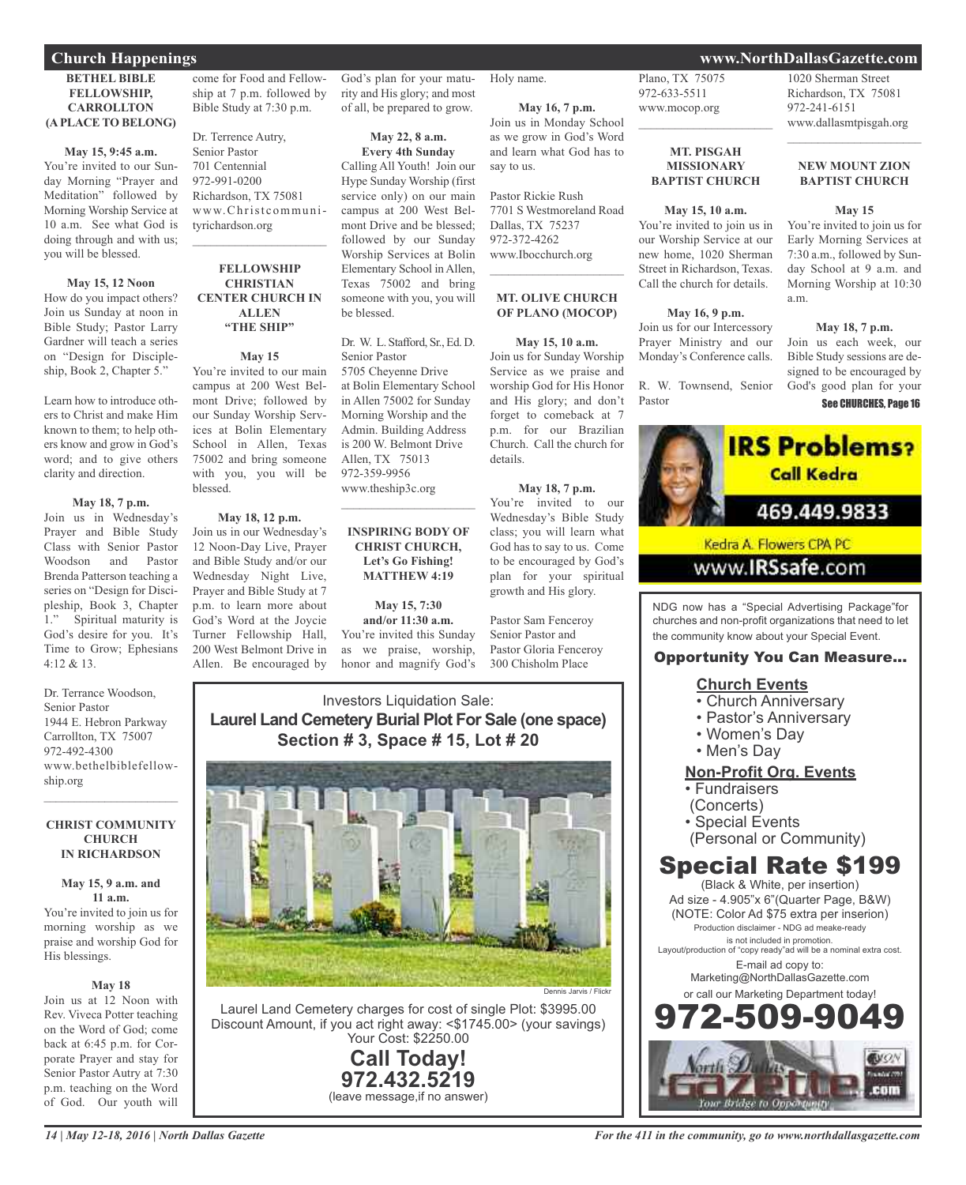## Church Happenings

### BETHEL BIBLE FELLOWSHIP, CARROLLTON (A PLACE TO BELONG)

**May 15, 9:45 a.m.**
You're invited to our Sunday Morning "Prayer and Meditation" followed by Morning Worship Service at 10 a.m. See what God is doing through and with us; you will be blessed.

**May 15, 12 Noon**
How do you impact others? Join us Sunday at noon in Bible Study; Pastor Larry Gardner will teach a series on "Design for Discipleship, Book 2, Chapter 5."

Learn how to introduce others to Christ and make Him known to them; to help others know and grow in God's word; and to give others clarity and direction.

**May 18, 7 p.m.**
Join us in Wednesday's Prayer and Bible Study Class with Senior Pastor Woodson and Pastor Brenda Patterson teaching a series on "Design for Discipleship, Book 3, Chapter 1." Spiritual maturity is God's desire for you. It's Time to Grow; Ephesians 4:12 & 13.

Dr. Terrance Woodson, Senior Pastor
1944 E. Hebron Parkway
Carrollton, TX 75007
972-492-4300
www.bethelbiblefellowship.org

---

### CHRIST COMMUNITY CHURCH IN RICHARDSON

**May 15, 9 a.m. and 11 a.m.**
You're invited to join us for morning worship as we praise and worship God for His blessings.

**May 18**
Join us at 12 Noon with Rev. Viveca Potter teaching on the Word of God; come back at 6:45 p.m. for Corporate Prayer and stay for Senior Pastor Autry at 7:30 p.m. teaching on the Word of God. Our youth will come for Food and Fellowship at 7 p.m. followed by Bible Study at 7:30 p.m.

Dr. Terrence Autry, Senior Pastor
701 Centennial
972-991-0200
Richardson, TX 75081
www.Christcommunityrichardson.org

---

### FELLOWSHIP CHRISTIAN CENTER CHURCH IN ALLEN "THE SHIP"

**May 15**
You're invited to our main campus at 200 West Belmont Drive; followed by our Sunday Worship Services at Bolin Elementary School in Allen, Texas 75002 and bring someone with you, you will be blessed.

**May 18, 12 p.m.**
Join us in our Wednesday's 12 Noon-Day Live, Prayer and Bible Study and/or our Wednesday Night Live, Prayer and Bible Study at 7 p.m. to learn more about God's Word at the Joycie Turner Fellowship Hall, 200 West Belmont Drive in Allen. Be encouraged by God's plan for your maturity and His glory; and most of all, be prepared to grow.

**May 22, 8 a.m.**
**Every 4th Sunday**
Calling All Youth! Join our Hype Sunday Worship (first service only) on our main campus at 200 West Belmont Drive and be blessed; followed by our Sunday Worship Services at Bolin Elementary School in Allen, Texas 75002 and bring someone with you, you will be blessed.

Dr. W. L. Stafford, Sr., Ed. D.
Senior Pastor
5705 Cheyenne Drive
at Bolin Elementary School in Allen 75002 for Sunday Morning Worship and the Admin. Building Address is 200 W. Belmont Drive
Allen, TX 75013
972-359-9956
www.theship3c.org

---

### INSPIRING BODY OF CHRIST CHURCH, Let's Go Fishing! MATTHEW 4:19

**May 15, 7:30 and/or 11:30 a.m.**
You're invited this Sunday as we praise, worship, honor and magnify God's Holy name.

**May 16, 7 p.m.**
Join us in Monday School as we grow in God's Word and learn what God has to say to us.

Pastor Rickie Rush
7701 S Westmoreland Road
Dallas, TX 75237
972-372-4262
www.Ibocchurch.org

---

### MT. OLIVE CHURCH OF PLANO (MOCOP)

**May 15, 10 a.m.**
Join us for Sunday Worship Service as we praise and worship God for His Honor and His glory; and don't forget to comeback at 7 p.m. for our Brazilian Church. Call the church for details.

**May 18, 7 p.m.**
You're invited to our Wednesday's Bible Study class; you will learn what God has to say to us. Come to be encouraged by God's plan for your spiritual growth and His glory.

Pastor Sam Fenceroy
Senior Pastor and
Pastor Gloria Fenceroy
300 Chisholm Place
Plano, TX 75075
972-633-5511
www.mocop.org

---

### MT. PISGAH MISSIONARY BAPTIST CHURCH

**May 15, 10 a.m.**
You're invited to join us in our Worship Service at our new home, 1020 Sherman Street in Richardson, Texas. Call the church for details.

**May 16, 9 p.m.**
Join us for our Intercessory Prayer Ministry and our Monday's Conference calls.

R. W. Townsend, Senior Pastor
1020 Sherman Street
Richardson, TX 75081
972-241-6151
www.dallasmtpisgah.org

---

### NEW MOUNT ZION BAPTIST CHURCH

**May 15**
You're invited to join us for Early Morning Services at 7:30 a.m., followed by Sunday School at 9 a.m. and Morning Worship at 10:30 a.m.

**May 18, 7 p.m.**
Join us each week, our Bible Study sessions are designed to be encouraged by God's good plan for your

See CHURCHES, Page 16

---

**IRS Problems? Call Kedra**
469.449.9833
Kedra A. Flowers CPA PC
www.IRSsafe.com

---

Investors Liquidation Sale:
**Laurel Land Cemetery Burial Plot For Sale (one space)**
**Section # 3, Space # 15, Lot # 20**

Dennis Jarvis / Flickr

Laurel Land Cemetery charges for cost of single Plot: $3995.00
Discount Amount, if you act right away: <$1745.00> (your savings)
Your Cost: $2250.00
**Call Today!**
**972.432.5219**
(leave message,if no answer)

---

NDG now has a "Special Advertising Package"for churches and non-profit organizations that need to let the community know about your Special Event.

**Opportunity You Can Measure...**

**Church Events**
- Church Anniversary
- Pastor's Anniversary
- Women's Day
- Men's Day

**Non-Profit Org. Events**
- Fundraisers (Concerts)
- Special Events (Personal or Community)

**Special Rate $199**
(Black & White, per insertion)
Ad size - 4.905"x 6"(Quarter Page, B&W)
(NOTE: Color Ad $75 extra per inserion)
Production disclaimer - NDG ad meake-ready is not included in promotion.
Layout/production of "copy ready"ad will be a nominal extra cost.
E-mail ad copy to:
Marketing@NorthDallasGazette.com
or call our Marketing Department today!
**972-509-9049**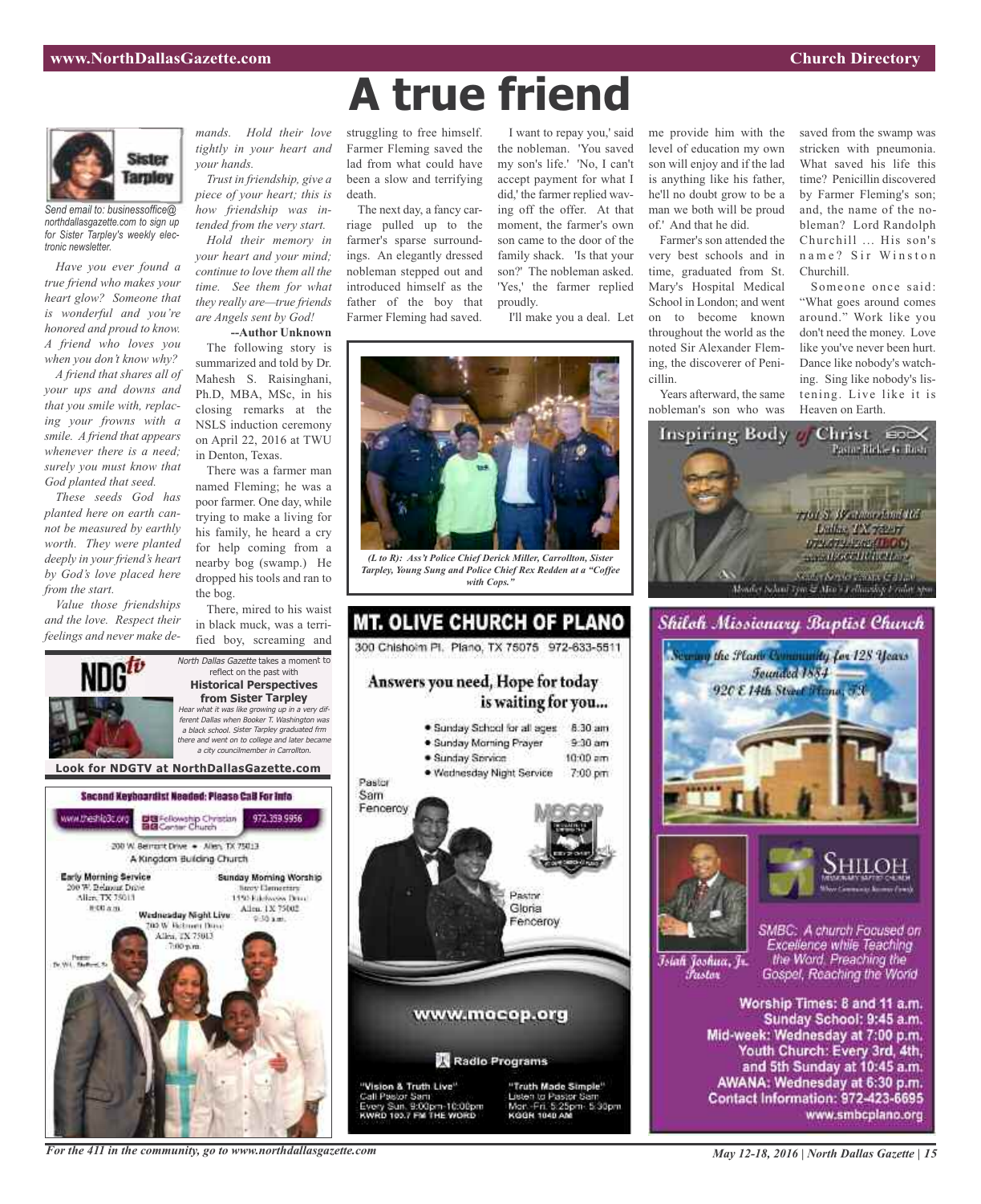# A true friend

Send email to: businessoffice@northdallasgazette.com to sign up for Sister Tarpley's weekly electronic newsletter.

*Have you ever found a true friend who makes your heart glow? Someone that is wonderful and you're honored and proud to know. A friend who loves you when you don't know why?*

*A friend that shares all of your ups and downs and that you smile with, replacing your frowns with a smile. A friend that appears whenever there is a need; surely you must know that God planted that seed.*

*These seeds God has planted here on earth cannot be measured by earthly worth. They were planted deeply in your friend's heart by God's love placed here from the start.*

*Value those friendships and the love. Respect their feelings and never make demands. Hold their love tightly in your heart and your hands.*

*Trust in friendship, give a piece of your heart; this is how friendship was intended from the very start.*

*Hold their memory in your heart and your mind; continue to love them all the time. See them for what they really are—true friends are Angels sent by God!*

**--Author Unknown**

The following story is summarized and told by Dr. Mahesh S. Raisinghani, Ph.D, MBA, MSc, in his closing remarks at the NSLS induction ceremony on April 22, 2016 at TWU in Denton, Texas.

There was a farmer man named Fleming; he was a poor farmer. One day, while trying to make a living for his family, he heard a cry for help coming from a nearby bog (swamp.) He dropped his tools and ran to the bog.

There, mired to his waist in black muck, was a terrified boy, screaming and struggling to free himself. Farmer Fleming saved the lad from what could have been a slow and terrifying death.

The next day, a fancy carriage pulled up to the farmer's sparse surroundings. An elegantly dressed nobleman stepped out and introduced himself as the father of the boy that Farmer Fleming had saved.

I want to repay you,' said the nobleman. 'You saved my son's life.' 'No, I can't accept payment for what I did,' the farmer replied waving off the offer. At that moment, the farmer's own son came to the door of the family shack. 'Is that your son?' The nobleman asked. 'Yes,' the farmer replied proudly.

I'll make you a deal. Let me provide him with the level of education my own son will enjoy and if the lad is anything like his father, he'll no doubt grow to be a man we both will be proud of.' And that he did.

Farmer's son attended the very best schools and in time, graduated from St. Mary's Hospital Medical School in London; and went on to become known throughout the world as the noted Sir Alexander Fleming, the discoverer of Penicillin.

Years afterward, the same nobleman's son who was saved from the swamp was stricken with pneumonia. What saved his life this time? Penicillin discovered by Farmer Fleming's son; and, the name of the nobleman? Lord Randolph Churchill ... His son's name? Sir Winston Churchill.

Someone once said: "What goes around comes around." Work like you don't need the money. Love like you've never been hurt. Dance like nobody's watching. Sing like nobody's listening. Live like it is Heaven on Earth.

*(L to R): Ass't Police Chief Derick Miller, Carrollton, Sister Tarpley, Young Sung and Police Chief Rex Redden at a "Coffee with Cops."*

*North Dallas Gazette* takes a moment to reflect on the past with **Historical Perspectives from Sister Tarpley**

*Hear what it was like growing up in a very different Dallas when Booker T. Washington was a black school. Sister Tarpley graduated frm there and went on to college and later became a city councilmember in Carrollton.*

**Look for NDGTV at NorthDallasGazette.com**

**Second Keyboardist Needed: Please Call For Info**

www.theship3c.org — Fellowship Christian Center Church — 972.359.9956

200 W. Belmont Drive • Allen, TX 75013

A Kingdom Building Church

**Early Morning Service**
200 W. Belmont Drive
Allen, TX 75013
8:00 a.m.

**Sunday Morning Worship**
Story Elementary
1550 Edelweiss Drive
Allen, TX 75002
9:30 a.m.

**Wednesday Night Live**
200 W. Belmont Drive
Allen, TX 75013
7:00 p.m.

Pastor Dr. W.L. Stafford, Sr.

**MT. OLIVE CHURCH OF PLANO**

300 Chisholm Pl. Plano, TX 75075 972-633-5511

**Answers you need, Hope for today is waiting for you...**

- Sunday School for all ages 8:30 am
- Sunday Morning Prayer 9:30 am
- Sunday Service 10:00 am
- Wednesday Night Service 7:00 pm

Pastor Sam Fenceroy

Pastor Gloria Fenceroy

www.mocop.org

**Radio Programs**

"Vision & Truth Live" Call Pastor Sam Every Sun. 9:00pm-10:00pm KWRD 103.7 FM THE WORD

"Truth Made Simple" Listen to Pastor Sam Mon.-Fri. 5:25pm- 5:30pm KGGR 1040 AM

**Inspiring Body of Christ** IBOC

Pastor Rickie G. Rush

7701 S. Westmoreland Rd. Dallas, TX 75237 972-372-4262 (IBOC) www.IBOCCHURCH.org

Sunday Services 8 & 11 a.m. Monday School 7pm & Men's Fellowship Friday 7pm

**Shiloh Missionary Baptist Church**

Serving the Plano Community for 128 Years
Founded 1884
920 E 14th Street Plano, TX

SHILOH

Israel Joshua, Jr. Pastor

SMBC: A church Focused on Excellence while Teaching the Word, Preaching the Gospel, Reaching the World

**Worship Times: 8 and 11 a.m.**
**Sunday School: 9:45 a.m.**
**Mid-week: Wednesday at 7:00 p.m.**
**Youth Church: Every 3rd, 4th, and 5th Sunday at 10:45 a.m.**
**AWANA: Wednesday at 6:30 p.m.**
**Contact Information: 972-423-6695**
**www.smbcplano.org**

*For the 411 in the community, go to www.northdallasgazette.com*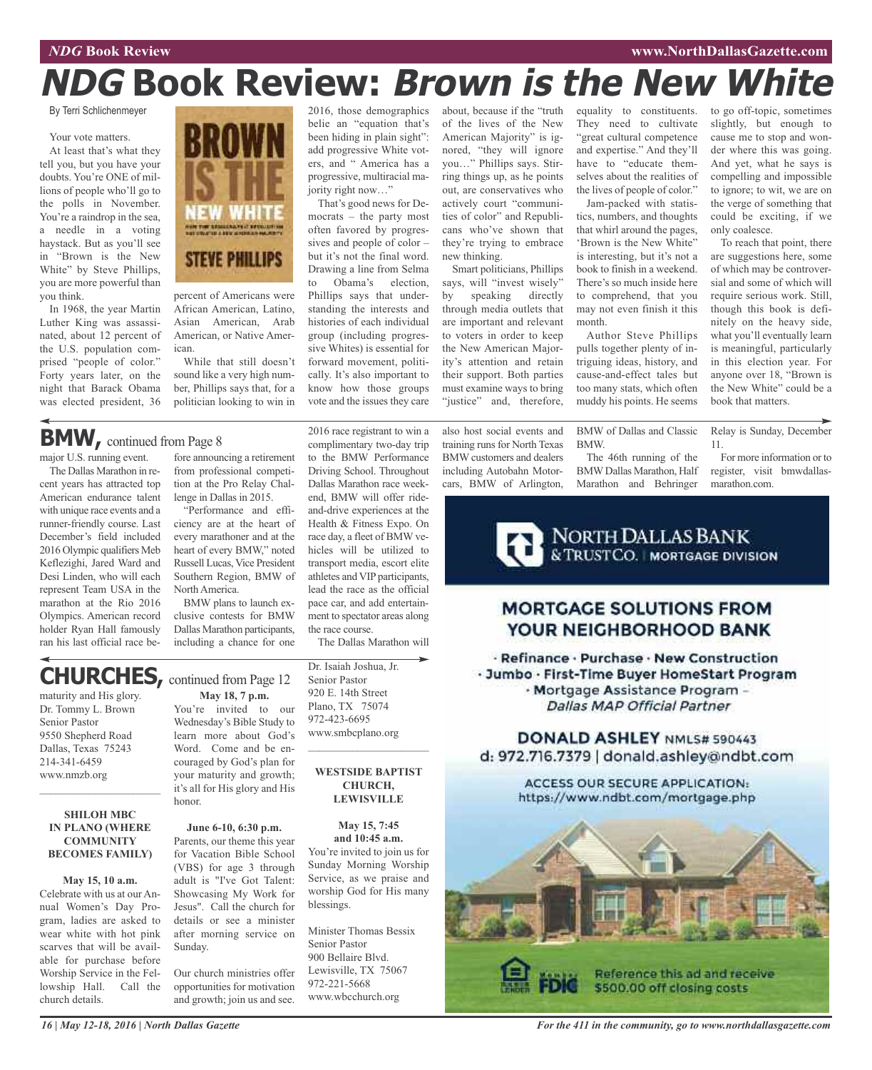# *NDG* Book Review: *Brown is the New White*

By Terri Schlichenmeyer

Your vote matters.

At least that's what they tell you, but you have your doubts. You're ONE of millions of people who'll go to the polls in November. You're a raindrop in the sea, a needle in a voting haystack. But as you'll see in "Brown is the New White" by Steve Phillips, you are more powerful than you think.

In 1968, the year Martin Luther King was assassinated, about 12 percent of the U.S. population comprised "people of color." Forty years later, on the night that Barack Obama was elected president, 36 percent of Americans were African American, Latino, Asian American, Arab American, or Native American.

While that still doesn't sound like a very high number, Phillips says that, for a politician looking to win in 2016, those demographics belie an "equation that's been hiding in plain sight": add progressive White voters, and " America has a progressive, multiracial majority right now…"

That's good news for Democrats – the party most often favored by progressives and people of color – but it's not the final word. Drawing a line from Selma to Obama's election, Phillips says that understanding the interests and histories of each individual group (including progressive Whites) is essential for forward movement, politically. It's also important to know how those groups vote and the issues they care about, because if the "truth of the lives of the New American Majority" is ignored, "they will ignore you…" Phillips says. Stirring things up, as he points out, are conservatives who actively court "communities of color" and Republicans who've shown that they're trying to embrace new thinking.

Smart politicians, Phillips says, will "invest wisely" by speaking directly through media outlets that are important and relevant to voters in order to keep the New American Majority's attention and retain their support. Both parties must examine ways to bring "justice" and, therefore, equality to constituents. They need to cultivate "great cultural competence and expertise." And they'll have to "educate themselves about the realities of the lives of people of color."

Jam-packed with statistics, numbers, and thoughts that whirl around the pages, 'Brown is the New White" is interesting, but it's not a book to finish in a weekend. There's so much inside here to comprehend, that you may not even finish it this month.

Author Steve Phillips pulls together plenty of intriguing ideas, history, and cause-and-effect tales but too many stats, which often muddy his points. He seems to go off-topic, sometimes slightly, but enough to cause me to stop and wonder where this was going. And yet, what he says is compelling and impossible to ignore; to wit, we are on the verge of something that could be exciting, if we only coalesce.

To reach that point, there are suggestions here, some of which may be controversial and some of which will require serious work. Still, though this book is definitely on the heavy side, what you'll eventually learn is meaningful, particularly in this election year. For anyone over 18, "Brown is the New White" could be a book that matters.

## BMW, continued from Page 8

major U.S. running event.

The Dallas Marathon in recent years has attracted top American endurance talent with unique race events and a runner-friendly course. Last December's field included 2016 Olympic qualifiers Meb Keflezighi, Jared Ward and Desi Linden, who will each represent Team USA in the marathon at the Rio 2016 Olympics. American record holder Ryan Hall famously ran his last official race before announcing a retirement from professional competition at the Pro Relay Challenge in Dallas in 2015.

"Performance and efficiency are at the heart of every marathoner and at the heart of every BMW," noted Russell Lucas, Vice President Southern Region, BMW of North America.

BMW plans to launch exclusive contests for BMW Dallas Marathon participants, including a chance for one 2016 race registrant to win a complimentary two-day trip to the BMW Performance Driving School. Throughout Dallas Marathon race weekend, BMW will offer ride-and-drive experiences at the Health & Fitness Expo. On race day, a fleet of BMW vehicles will be utilized to transport media, escort elite athletes and VIP participants, lead the race as the official pace car, and add entertainment to spectator areas along the race course.

The Dallas Marathon will also host social events and training runs for North Texas BMW customers and dealers including Autobahn Motorcars, BMW of Arlington, BMW of Dallas and Classic BMW.

The 46th running of the BMW Dallas Marathon, Half Marathon and Behringer Relay is Sunday, December 11.

For more information or to register, visit bmwdallasmarathon.com.

## CHURCHES, continued from Page 12

maturity and His glory.

Dr. Tommy L. Brown
Senior Pastor
9550 Shepherd Road
Dallas, Texas 75243
214-341-6459
www.nmzb.org

---

**SHILOH MBC IN PLANO (WHERE COMMUNITY BECOMES FAMILY)**

**May 15, 10 a.m.**
Celebrate with us at our Annual Women's Day Program, ladies are asked to wear white with hot pink scarves that will be available for purchase before Worship Service in the Fellowship Hall. Call the church details.

**May 18, 7 p.m.**
You're invited to our Wednesday's Bible Study to learn more about God's Word. Come and be encouraged by God's plan for your maturity and growth; it's all for His glory and His honor.

**June 6-10, 6:30 p.m.**
Parents, our theme this year for Vacation Bible School (VBS) for age 3 through adult is "I've Got Talent: Showcasing My Work for Jesus". Call the church for details or see a minister after morning service on Sunday.

Our church ministries offer opportunities for motivation and growth; join us and see.

Dr. Isaiah Joshua, Jr.
Senior Pastor
920 E. 14th Street
Plano, TX 75074
972-423-6695
www.smbcplano.org

---

**WESTSIDE BAPTIST CHURCH, LEWISVILLE**

**May 15, 7:45 and 10:45 a.m.**
You're invited to join us for Sunday Morning Worship Service, as we praise and worship God for His many blessings.

Minister Thomas Bessix
Senior Pastor
900 Bellaire Blvd.
Lewisville, TX 75067
972-221-5668
www.wbcchurch.org

---

NORTH DALLAS BANK & TRUST CO. | MORTGAGE DIVISION

**MORTGAGE SOLUTIONS FROM YOUR NEIGHBORHOOD BANK**

· Refinance · Purchase · New Construction
· Jumbo · First-Time Buyer HomeStart Program
· Mortgage Assistance Program – *Dallas MAP Official Partner*

**DONALD ASHLEY** NMLS# 590443
d: 972.716.7379 | donald.ashley@ndbt.com

ACCESS OUR SECURE APPLICATION:
https://www.ndbt.com/mortgage.php

Reference this ad and receive $500.00 off closing costs

For the 411 in the community, go to www.northdallasgazette.com